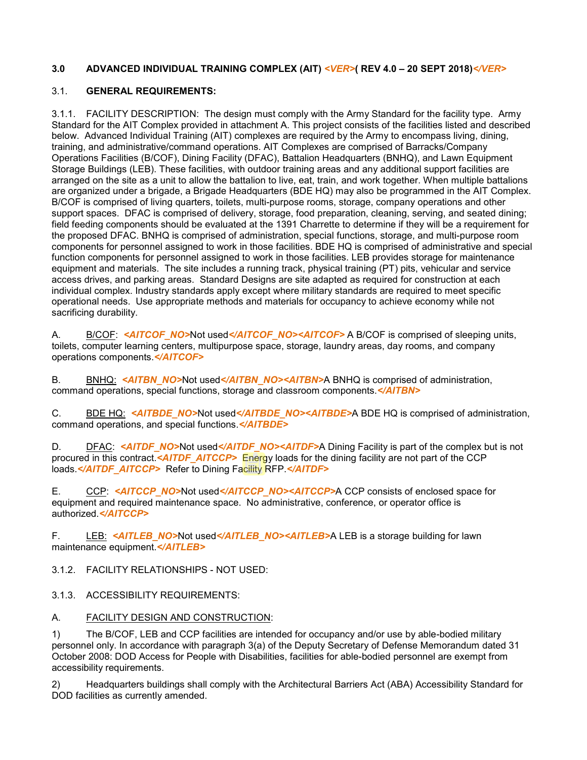## 3.0 ADVANCED INDIVIDUAL TRAINING COMPLEX (AIT) *<VER>*( REV 4.0 – 20 SEPT 2018)*</VER>*

### 3.1. GENERAL REQUIREMENTS:

3.1.1. FACILITY DESCRIPTION: The design must comply with the Army Standard for the facility type. Army Standard for the AIT Complex provided in attachment A. This project consists of the facilities listed and described below. Advanced Individual Training (AIT) complexes are required by the Army to encompass living, dining, training, and administrative/command operations. AIT Complexes are comprised of Barracks/Company Operations Facilities (B/COF), Dining Facility (DFAC), Battalion Headquarters (BNHQ), and Lawn Equipment Storage Buildings (LEB). These facilities, with outdoor training areas and any additional support facilities are arranged on the site as a unit to allow the battalion to live, eat, train, and work together. When multiple battalions are organized under a brigade, a Brigade Headquarters (BDE HQ) may also be programmed in the AIT Complex. B/COF is comprised of living quarters, toilets, multi-purpose rooms, storage, company operations and other support spaces. DFAC is comprised of delivery, storage, food preparation, cleaning, serving, and seated dining; field feeding components should be evaluated at the 1391 Charrette to determine if they will be a requirement for the proposed DFAC. BNHQ is comprised of administration, special functions, storage, and multi-purpose room components for personnel assigned to work in those facilities. BDE HQ is comprised of administrative and special function components for personnel assigned to work in those facilities. LEB provides storage for maintenance equipment and materials. The site includes a running track, physical training (PT) pits, vehicular and service access drives, and parking areas. Standard Designs are site adapted as required for construction at each individual complex. Industry standards apply except where military standards are required to meet specific operational needs. Use appropriate methods and materials for occupancy to achieve economy while not sacrificing durability.

A. B/COF: *<AITCOF_NO>*Not used*</AITCOF_NO><AITCOF>* A B/COF is comprised of sleeping units, toilets, computer learning centers, multipurpose space, storage, laundry areas, day rooms, and company operations components.*</AITCOF>*

B. BNHQ: *<AITBN_NO>*Not used*</AITBN_NO><AITBN>*A BNHQ is comprised of administration, command operations, special functions, storage and classroom components.*</AITBN>*

C. BDE HQ: *<AITBDE_NO>*Not used*</AITBDE_NO><AITBDE>*A BDE HQ is comprised of administration, command operations, and special functions.*</AITBDE>*

D. DFAC: *<AITDF_NO>*Not used*</AITDF_NO><AITDF>*A Dining Facility is part of the complex but is not procured in this contract.*<AITDF_AITCCP>* Energy loads for the dining facility are not part of the CCP loads.*</AITDF_AITCCP>* Refer to Dining Facility RFP.*</AITDF>*

E. CCP: *<AITCCP_NO>*Not used*</AITCCP_NO><AITCCP>*A CCP consists of enclosed space for equipment and required maintenance space. No administrative, conference, or operator office is authorized.*</AITCCP>*

F. LEB: *<AITLEB_NO>*Not used*</AITLEB_NO><AITLEB>*A LEB is a storage building for lawn maintenance equipment.*</AITLEB>*

3.1.2. FACILITY RELATIONSHIPS - NOT USED:

3.1.3. ACCESSIBILITY REQUIREMENTS:

A. FACILITY DESIGN AND CONSTRUCTION:

1) The B/COF, LEB and CCP facilities are intended for occupancy and/or use by able-bodied military personnel only. In accordance with paragraph 3(a) of the Deputy Secretary of Defense Memorandum dated 31 October 2008: DOD Access for People with Disabilities, facilities for able-bodied personnel are exempt from accessibility requirements.

2) Headquarters buildings shall comply with the Architectural Barriers Act (ABA) Accessibility Standard for DOD facilities as currently amended.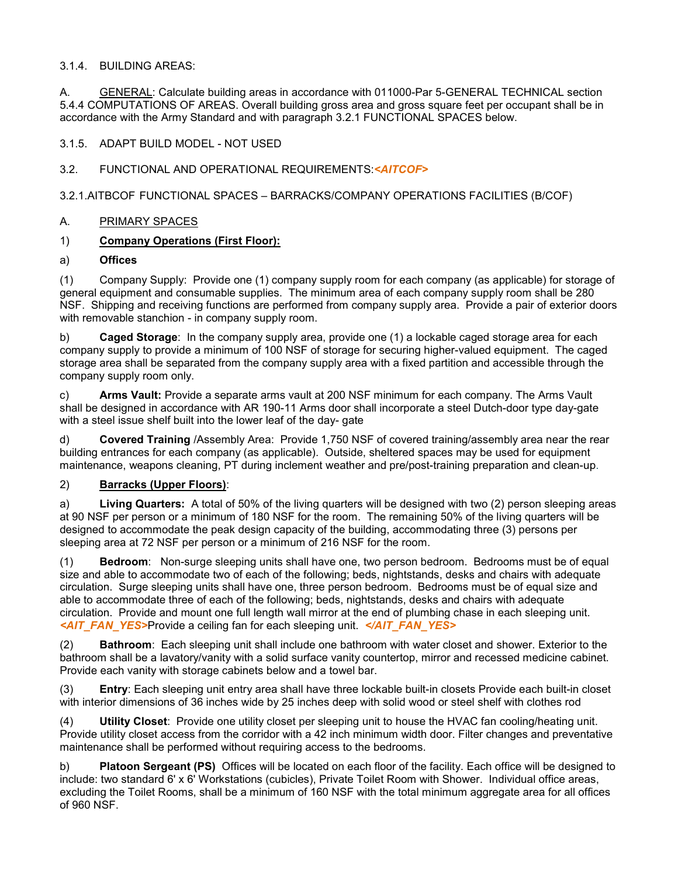3.1.4. BUILDING AREAS:

A. <u>GENERAL</u>: Calculate building areas in accordance with 011000-Par 5-GENERAL TECHNICAL section 5.4.4 COMPUTATIONS OF AREAS. Overall building gross area and gross square feet per occupant shall be in accordance with the Army Standard and with paragraph 3.2.1 FUNCTIONAL SPACES below.

3.1.5. ADAPT BUILD MODEL - NOT USED

3.2. FUNCTIONAL AND OPERATIONAL REQUIREMENTS:***<AITCOF>***

3.2.1.AITBCOF FUNCTIONAL SPACES – BARRACKS/COMPANY OPERATIONS FACILITIES (B/COF)

A. <u>PRIMARY SPACES</u>

1) **<u>Company Operations (First Floor):</u>**

a) **Offices**

(1) Company Supply: Provide one (1) company supply room for each company (as applicable) for storage of general equipment and consumable supplies. The minimum area of each company supply room shall be 280 NSF. Shipping and receiving functions are performed from company supply area. Provide a pair of exterior doors with removable stanchion - in company supply room.

b) **Caged Storage**: In the company supply area, provide one (1) a lockable caged storage area for each company supply to provide a minimum of 100 NSF of storage for securing higher-valued equipment. The caged storage area shall be separated from the company supply area with a fixed partition and accessible through the company supply room only.

c) **Arms Vault:** Provide a separate arms vault at 200 NSF minimum for each company. The Arms Vault shall be designed in accordance with AR 190-11 Arms door shall incorporate a steel Dutch-door type day-gate with a steel issue shelf built into the lower leaf of the day- gate

d) **Covered Training** /Assembly Area: Provide 1,750 NSF of covered training/assembly area near the rear building entrances for each company (as applicable). Outside, sheltered spaces may be used for equipment maintenance, weapons cleaning, PT during inclement weather and pre/post-training preparation and clean-up.

2) **<u>Barracks (Upper Floors)</u>**:

a) **Living Quarters:** A total of 50% of the living quarters will be designed with two (2) person sleeping areas at 90 NSF per person or a minimum of 180 NSF for the room. The remaining 50% of the living quarters will be designed to accommodate the peak design capacity of the building, accommodating three (3) persons per sleeping area at 72 NSF per person or a minimum of 216 NSF for the room.

(1) **Bedroom**: Non-surge sleeping units shall have one, two person bedroom. Bedrooms must be of equal size and able to accommodate two of each of the following; beds, nightstands, desks and chairs with adequate circulation. Surge sleeping units shall have one, three person bedroom. Bedrooms must be of equal size and able to accommodate three of each of the following; beds, nightstands, desks and chairs with adequate circulation. Provide and mount one full length wall mirror at the end of plumbing chase in each sleeping unit. ***<AIT_FAN_YES>***Provide a ceiling fan for each sleeping unit. ***</AIT_FAN_YES>***

(2) **Bathroom**: Each sleeping unit shall include one bathroom with water closet and shower. Exterior to the bathroom shall be a lavatory/vanity with a solid surface vanity countertop, mirror and recessed medicine cabinet. Provide each vanity with storage cabinets below and a towel bar.

(3) **Entry**: Each sleeping unit entry area shall have three lockable built-in closets Provide each built-in closet with interior dimensions of 36 inches wide by 25 inches deep with solid wood or steel shelf with clothes rod

(4) **Utility Closet**: Provide one utility closet per sleeping unit to house the HVAC fan cooling/heating unit. Provide utility closet access from the corridor with a 42 inch minimum width door. Filter changes and preventative maintenance shall be performed without requiring access to the bedrooms.

b) **Platoon Sergeant (PS)** Offices will be located on each floor of the facility. Each office will be designed to include: two standard 6' x 6' Workstations (cubicles), Private Toilet Room with Shower. Individual office areas, excluding the Toilet Rooms, shall be a minimum of 160 NSF with the total minimum aggregate area for all offices of 960 NSF.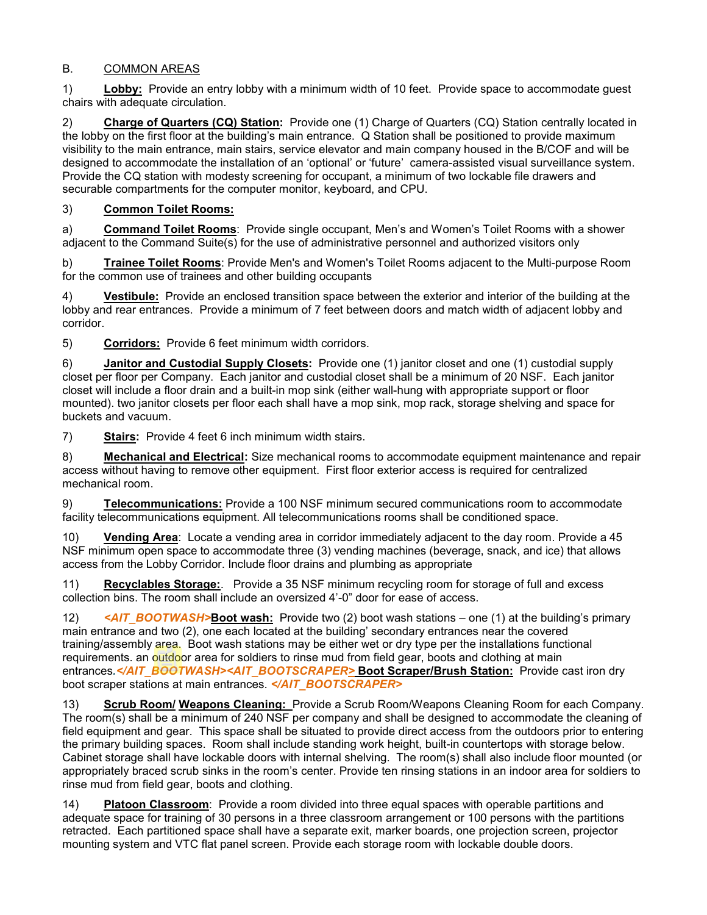B. COMMON AREAS

1) **Lobby:** Provide an entry lobby with a minimum width of 10 feet. Provide space to accommodate guest chairs with adequate circulation.

2) **Charge of Quarters (CQ) Station:** Provide one (1) Charge of Quarters (CQ) Station centrally located in the lobby on the first floor at the building's main entrance. Q Station shall be positioned to provide maximum visibility to the main entrance, main stairs, service elevator and main company housed in the B/COF and will be designed to accommodate the installation of an 'optional' or 'future' camera-assisted visual surveillance system. Provide the CQ station with modesty screening for occupant, a minimum of two lockable file drawers and securable compartments for the computer monitor, keyboard, and CPU.

3) **Common Toilet Rooms:**

a) **Command Toilet Rooms**: Provide single occupant, Men's and Women's Toilet Rooms with a shower adjacent to the Command Suite(s) for the use of administrative personnel and authorized visitors only

b) **Trainee Toilet Rooms**: Provide Men's and Women's Toilet Rooms adjacent to the Multi-purpose Room for the common use of trainees and other building occupants

4) **Vestibule:** Provide an enclosed transition space between the exterior and interior of the building at the lobby and rear entrances. Provide a minimum of 7 feet between doors and match width of adjacent lobby and corridor.

5) **Corridors:** Provide 6 feet minimum width corridors.

6) **Janitor and Custodial Supply Closets:** Provide one (1) janitor closet and one (1) custodial supply closet per floor per Company. Each janitor and custodial closet shall be a minimum of 20 NSF. Each janitor closet will include a floor drain and a built-in mop sink (either wall-hung with appropriate support or floor mounted). two janitor closets per floor each shall have a mop sink, mop rack, storage shelving and space for buckets and vacuum.

7) **Stairs:** Provide 4 feet 6 inch minimum width stairs.

8) **Mechanical and Electrical:** Size mechanical rooms to accommodate equipment maintenance and repair access without having to remove other equipment. First floor exterior access is required for centralized mechanical room.

9) **Telecommunications:** Provide a 100 NSF minimum secured communications room to accommodate facility telecommunications equipment. All telecommunications rooms shall be conditioned space.

10) **Vending Area**: Locate a vending area in corridor immediately adjacent to the day room. Provide a 45 NSF minimum open space to accommodate three (3) vending machines (beverage, snack, and ice) that allows access from the Lobby Corridor. Include floor drains and plumbing as appropriate

11) **Recyclables Storage:**. Provide a 35 NSF minimum recycling room for storage of full and excess collection bins. The room shall include an oversized 4'-0" door for ease of access.

12) *<AIT_BOOTWASH>***Boot wash:** Provide two (2) boot wash stations – one (1) at the building's primary main entrance and two (2), one each located at the building' secondary entrances near the covered training/assembly area. Boot wash stations may be either wet or dry type per the installations functional requirements. an outdoor area for soldiers to rinse mud from field gear, boots and clothing at main entrances.*</AIT_BOOTWASH><AIT_BOOTSCRAPER>* **Boot Scraper/Brush Station:** Provide cast iron dry boot scraper stations at main entrances. *</AIT_BOOTSCRAPER>*

13) **Scrub Room/ Weapons Cleaning:** Provide a Scrub Room/Weapons Cleaning Room for each Company. The room(s) shall be a minimum of 240 NSF per company and shall be designed to accommodate the cleaning of field equipment and gear. This space shall be situated to provide direct access from the outdoors prior to entering the primary building spaces. Room shall include standing work height, built-in countertops with storage below. Cabinet storage shall have lockable doors with internal shelving. The room(s) shall also include floor mounted (or appropriately braced scrub sinks in the room's center. Provide ten rinsing stations in an indoor area for soldiers to rinse mud from field gear, boots and clothing.

14) **Platoon Classroom**: Provide a room divided into three equal spaces with operable partitions and adequate space for training of 30 persons in a three classroom arrangement or 100 persons with the partitions retracted. Each partitioned space shall have a separate exit, marker boards, one projection screen, projector mounting system and VTC flat panel screen. Provide each storage room with lockable double doors.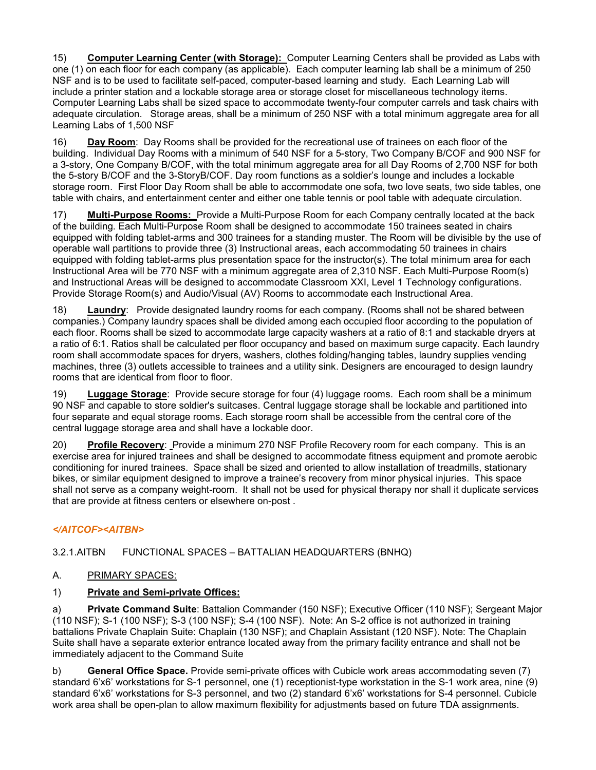15) **Computer Learning Center (with Storage):** Computer Learning Centers shall be provided as Labs with one (1) on each floor for each company (as applicable). Each computer learning lab shall be a minimum of 250 NSF and is to be used to facilitate self-paced, computer-based learning and study. Each Learning Lab will include a printer station and a lockable storage area or storage closet for miscellaneous technology items. Computer Learning Labs shall be sized space to accommodate twenty-four computer carrels and task chairs with adequate circulation. Storage areas, shall be a minimum of 250 NSF with a total minimum aggregate area for all Learning Labs of 1,500 NSF

16) **Day Room**: Day Rooms shall be provided for the recreational use of trainees on each floor of the building. Individual Day Rooms with a minimum of 540 NSF for a 5-story, Two Company B/COF and 900 NSF for a 3-story, One Company B/COF, with the total minimum aggregate area for all Day Rooms of 2,700 NSF for both the 5-story B/COF and the 3-StoryB/COF. Day room functions as a soldier's lounge and includes a lockable storage room. First Floor Day Room shall be able to accommodate one sofa, two love seats, two side tables, one table with chairs, and entertainment center and either one table tennis or pool table with adequate circulation.

17) **Multi-Purpose Rooms:** Provide a Multi-Purpose Room for each Company centrally located at the back of the building. Each Multi-Purpose Room shall be designed to accommodate 150 trainees seated in chairs equipped with folding tablet-arms and 300 trainees for a standing muster. The Room will be divisible by the use of operable wall partitions to provide three (3) Instructional areas, each accommodating 50 trainees in chairs equipped with folding tablet-arms plus presentation space for the instructor(s). The total minimum area for each Instructional Area will be 770 NSF with a minimum aggregate area of 2,310 NSF. Each Multi-Purpose Room(s) and Instructional Areas will be designed to accommodate Classroom XXI, Level 1 Technology configurations. Provide Storage Room(s) and Audio/Visual (AV) Rooms to accommodate each Instructional Area.

18) **Laundry**: Provide designated laundry rooms for each company. (Rooms shall not be shared between companies.) Company laundry spaces shall be divided among each occupied floor according to the population of each floor. Rooms shall be sized to accommodate large capacity washers at a ratio of 8:1 and stackable dryers at a ratio of 6:1. Ratios shall be calculated per floor occupancy and based on maximum surge capacity. Each laundry room shall accommodate spaces for dryers, washers, clothes folding/hanging tables, laundry supplies vending machines, three (3) outlets accessible to trainees and a utility sink. Designers are encouraged to design laundry rooms that are identical from floor to floor.

19) **Luggage Storage**: Provide secure storage for four (4) luggage rooms. Each room shall be a minimum 90 NSF and capable to store soldier's suitcases. Central luggage storage shall be lockable and partitioned into four separate and equal storage rooms. Each storage room shall be accessible from the central core of the central luggage storage area and shall have a lockable door.

20) **Profile Recovery**: Provide a minimum 270 NSF Profile Recovery room for each company. This is an exercise area for injured trainees and shall be designed to accommodate fitness equipment and promote aerobic conditioning for inured trainees. Space shall be sized and oriented to allow installation of treadmills, stationary bikes, or similar equipment designed to improve a trainee's recovery from minor physical injuries. This space shall not serve as a company weight-room. It shall not be used for physical therapy nor shall it duplicate services that are provide at fitness centers or elsewhere on-post .

***</AITCOF><AITBN>***

3.2.1.AITBN FUNCTIONAL SPACES – BATTALIAN HEADQUARTERS (BNHQ)

A. PRIMARY SPACES:

1) **Private and Semi-private Offices:**

a) **Private Command Suite**: Battalion Commander (150 NSF); Executive Officer (110 NSF); Sergeant Major (110 NSF); S-1 (100 NSF); S-3 (100 NSF); S-4 (100 NSF). Note: An S-2 office is not authorized in training battalions Private Chaplain Suite: Chaplain (130 NSF); and Chaplain Assistant (120 NSF). Note: The Chaplain Suite shall have a separate exterior entrance located away from the primary facility entrance and shall not be immediately adjacent to the Command Suite

b) **General Office Space.** Provide semi-private offices with Cubicle work areas accommodating seven (7) standard 6'x6' workstations for S-1 personnel, one (1) receptionist-type workstation in the S-1 work area, nine (9) standard 6'x6' workstations for S-3 personnel, and two (2) standard 6'x6' workstations for S-4 personnel. Cubicle work area shall be open-plan to allow maximum flexibility for adjustments based on future TDA assignments.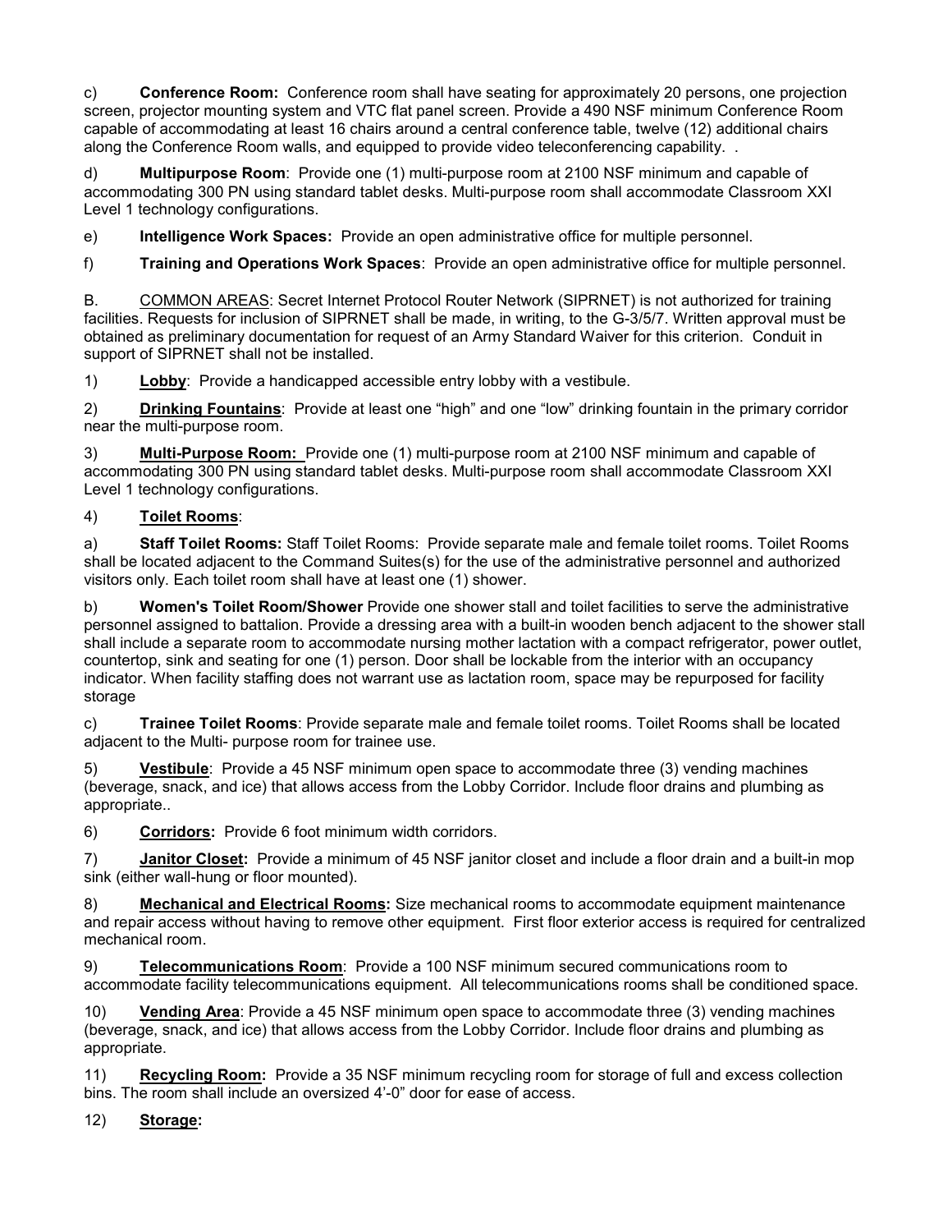c) **Conference Room:** Conference room shall have seating for approximately 20 persons, one projection screen, projector mounting system and VTC flat panel screen. Provide a 490 NSF minimum Conference Room capable of accommodating at least 16 chairs around a central conference table, twelve (12) additional chairs along the Conference Room walls, and equipped to provide video teleconferencing capability. .

d) **Multipurpose Room**: Provide one (1) multi-purpose room at 2100 NSF minimum and capable of accommodating 300 PN using standard tablet desks. Multi-purpose room shall accommodate Classroom XXI Level 1 technology configurations.

e) **Intelligence Work Spaces:** Provide an open administrative office for multiple personnel.

f) **Training and Operations Work Spaces**: Provide an open administrative office for multiple personnel.

B. COMMON AREAS: Secret Internet Protocol Router Network (SIPRNET) is not authorized for training facilities. Requests for inclusion of SIPRNET shall be made, in writing, to the G-3/5/7. Written approval must be obtained as preliminary documentation for request of an Army Standard Waiver for this criterion. Conduit in support of SIPRNET shall not be installed.

1) **Lobby**: Provide a handicapped accessible entry lobby with a vestibule.

2) **Drinking Fountains**: Provide at least one "high" and one "low" drinking fountain in the primary corridor near the multi-purpose room.

3) **Multi-Purpose Room:** Provide one (1) multi-purpose room at 2100 NSF minimum and capable of accommodating 300 PN using standard tablet desks. Multi-purpose room shall accommodate Classroom XXI Level 1 technology configurations.

4) **Toilet Rooms**:

a) **Staff Toilet Rooms:** Staff Toilet Rooms: Provide separate male and female toilet rooms. Toilet Rooms shall be located adjacent to the Command Suites(s) for the use of the administrative personnel and authorized visitors only. Each toilet room shall have at least one (1) shower.

b) **Women's Toilet Room/Shower** Provide one shower stall and toilet facilities to serve the administrative personnel assigned to battalion. Provide a dressing area with a built-in wooden bench adjacent to the shower stall shall include a separate room to accommodate nursing mother lactation with a compact refrigerator, power outlet, countertop, sink and seating for one (1) person. Door shall be lockable from the interior with an occupancy indicator. When facility staffing does not warrant use as lactation room, space may be repurposed for facility storage

c) **Trainee Toilet Rooms**: Provide separate male and female toilet rooms. Toilet Rooms shall be located adjacent to the Multi- purpose room for trainee use.

5) **Vestibule**: Provide a 45 NSF minimum open space to accommodate three (3) vending machines (beverage, snack, and ice) that allows access from the Lobby Corridor. Include floor drains and plumbing as appropriate..

6) **Corridors:** Provide 6 foot minimum width corridors.

7) **Janitor Closet:** Provide a minimum of 45 NSF janitor closet and include a floor drain and a built-in mop sink (either wall-hung or floor mounted).

8) **Mechanical and Electrical Rooms:** Size mechanical rooms to accommodate equipment maintenance and repair access without having to remove other equipment. First floor exterior access is required for centralized mechanical room.

9) **Telecommunications Room**: Provide a 100 NSF minimum secured communications room to accommodate facility telecommunications equipment. All telecommunications rooms shall be conditioned space.

10) **Vending Area**: Provide a 45 NSF minimum open space to accommodate three (3) vending machines (beverage, snack, and ice) that allows access from the Lobby Corridor. Include floor drains and plumbing as appropriate.

11) **Recycling Room:** Provide a 35 NSF minimum recycling room for storage of full and excess collection bins. The room shall include an oversized 4'-0" door for ease of access.

12) **Storage:**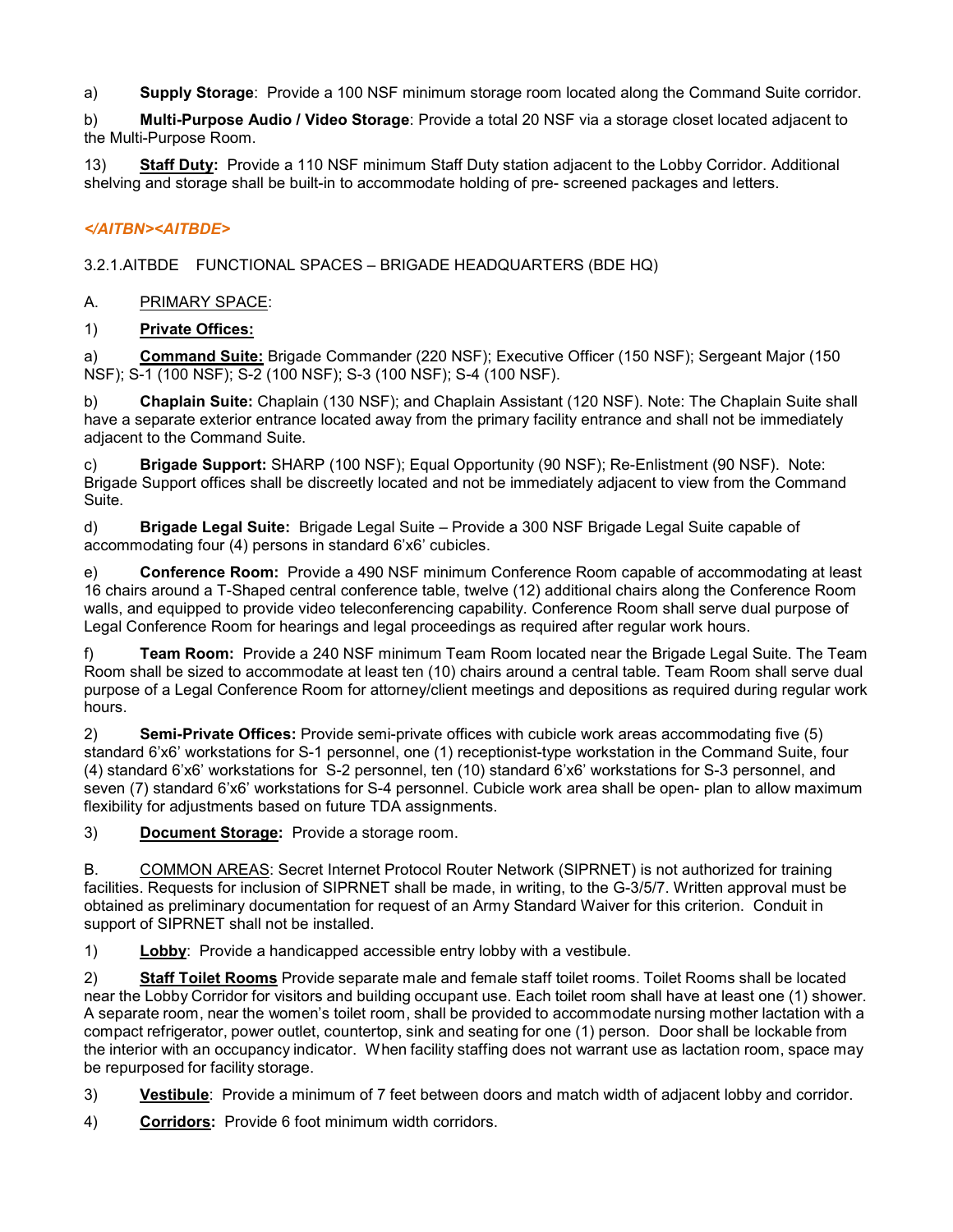a) **Supply Storage**: Provide a 100 NSF minimum storage room located along the Command Suite corridor.

b) **Multi-Purpose Audio / Video Storage**: Provide a total 20 NSF via a storage closet located adjacent to the Multi-Purpose Room.

13) **Staff Duty:** Provide a 110 NSF minimum Staff Duty station adjacent to the Lobby Corridor. Additional shelving and storage shall be built-in to accommodate holding of pre- screened packages and letters.

***</AITBN><AITBDE>***

3.2.1.AITBDE FUNCTIONAL SPACES – BRIGADE HEADQUARTERS (BDE HQ)

A. PRIMARY SPACE:

1) **Private Offices:**

a) **Command Suite:** Brigade Commander (220 NSF); Executive Officer (150 NSF); Sergeant Major (150 NSF); S-1 (100 NSF); S-2 (100 NSF); S-3 (100 NSF); S-4 (100 NSF).

b) **Chaplain Suite:** Chaplain (130 NSF); and Chaplain Assistant (120 NSF). Note: The Chaplain Suite shall have a separate exterior entrance located away from the primary facility entrance and shall not be immediately adjacent to the Command Suite.

c) **Brigade Support:** SHARP (100 NSF); Equal Opportunity (90 NSF); Re-Enlistment (90 NSF). Note: Brigade Support offices shall be discreetly located and not be immediately adjacent to view from the Command Suite.

d) **Brigade Legal Suite:** Brigade Legal Suite – Provide a 300 NSF Brigade Legal Suite capable of accommodating four (4) persons in standard 6'x6' cubicles.

e) **Conference Room:** Provide a 490 NSF minimum Conference Room capable of accommodating at least 16 chairs around a T-Shaped central conference table, twelve (12) additional chairs along the Conference Room walls, and equipped to provide video teleconferencing capability. Conference Room shall serve dual purpose of Legal Conference Room for hearings and legal proceedings as required after regular work hours.

f) **Team Room:** Provide a 240 NSF minimum Team Room located near the Brigade Legal Suite. The Team Room shall be sized to accommodate at least ten (10) chairs around a central table. Team Room shall serve dual purpose of a Legal Conference Room for attorney/client meetings and depositions as required during regular work hours.

2) **Semi-Private Offices:** Provide semi-private offices with cubicle work areas accommodating five (5) standard 6'x6' workstations for S-1 personnel, one (1) receptionist-type workstation in the Command Suite, four (4) standard 6'x6' workstations for S-2 personnel, ten (10) standard 6'x6' workstations for S-3 personnel, and seven (7) standard 6'x6' workstations for S-4 personnel. Cubicle work area shall be open- plan to allow maximum flexibility for adjustments based on future TDA assignments.

3) **Document Storage:** Provide a storage room.

B. COMMON AREAS: Secret Internet Protocol Router Network (SIPRNET) is not authorized for training facilities. Requests for inclusion of SIPRNET shall be made, in writing, to the G-3/5/7. Written approval must be obtained as preliminary documentation for request of an Army Standard Waiver for this criterion. Conduit in support of SIPRNET shall not be installed.

1) **Lobby**: Provide a handicapped accessible entry lobby with a vestibule.

2) **Staff Toilet Rooms** Provide separate male and female staff toilet rooms. Toilet Rooms shall be located near the Lobby Corridor for visitors and building occupant use. Each toilet room shall have at least one (1) shower. A separate room, near the women's toilet room, shall be provided to accommodate nursing mother lactation with a compact refrigerator, power outlet, countertop, sink and seating for one (1) person. Door shall be lockable from the interior with an occupancy indicator. When facility staffing does not warrant use as lactation room, space may be repurposed for facility storage.

3) **Vestibule**: Provide a minimum of 7 feet between doors and match width of adjacent lobby and corridor.

4) **Corridors:** Provide 6 foot minimum width corridors.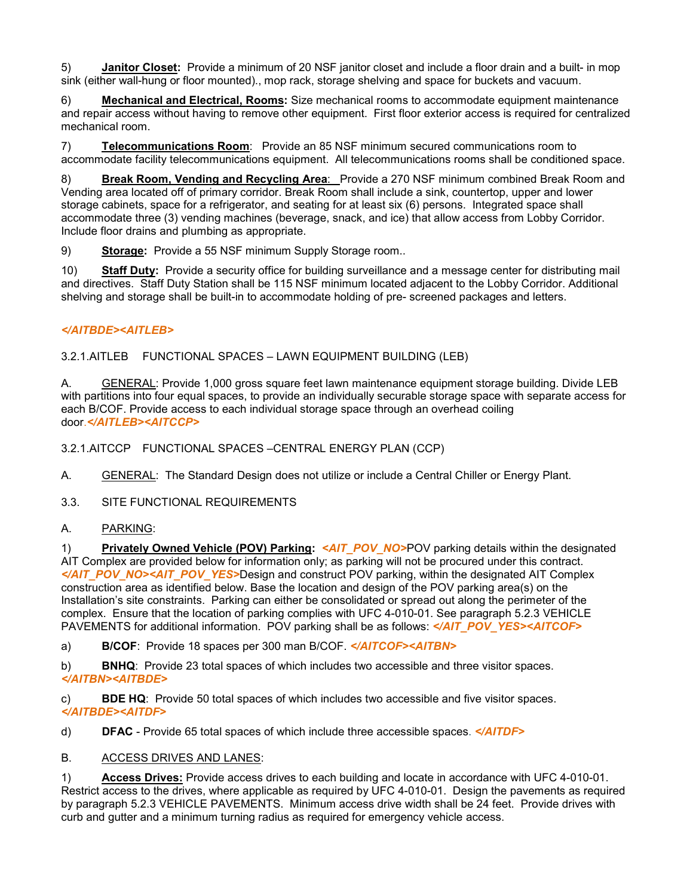5) **Janitor Closet:** Provide a minimum of 20 NSF janitor closet and include a floor drain and a built- in mop sink (either wall-hung or floor mounted)., mop rack, storage shelving and space for buckets and vacuum.

6) **Mechanical and Electrical, Rooms:** Size mechanical rooms to accommodate equipment maintenance and repair access without having to remove other equipment. First floor exterior access is required for centralized mechanical room.

7) **Telecommunications Room**: Provide an 85 NSF minimum secured communications room to accommodate facility telecommunications equipment. All telecommunications rooms shall be conditioned space.

8) **Break Room, Vending and Recycling Area**: Provide a 270 NSF minimum combined Break Room and Vending area located off of primary corridor. Break Room shall include a sink, countertop, upper and lower storage cabinets, space for a refrigerator, and seating for at least six (6) persons. Integrated space shall accommodate three (3) vending machines (beverage, snack, and ice) that allow access from Lobby Corridor. Include floor drains and plumbing as appropriate.

9) **Storage:** Provide a 55 NSF minimum Supply Storage room..

10) **Staff Duty:** Provide a security office for building surveillance and a message center for distributing mail and directives. Staff Duty Station shall be 115 NSF minimum located adjacent to the Lobby Corridor. Additional shelving and storage shall be built-in to accommodate holding of pre- screened packages and letters.

*</AITBDE><AITLEB>*

3.2.1.AITLEB FUNCTIONAL SPACES – LAWN EQUIPMENT BUILDING (LEB)

A. GENERAL: Provide 1,000 gross square feet lawn maintenance equipment storage building. Divide LEB with partitions into four equal spaces, to provide an individually securable storage space with separate access for each B/COF. Provide access to each individual storage space through an overhead coiling door.*</AITLEB><AITCCP>*

3.2.1.AITCCP FUNCTIONAL SPACES –CENTRAL ENERGY PLAN (CCP)

A. GENERAL: The Standard Design does not utilize or include a Central Chiller or Energy Plant.

3.3. SITE FUNCTIONAL REQUIREMENTS

A. PARKING:

1) **Privately Owned Vehicle (POV) Parking:** *<AIT_POV_NO>*POV parking details within the designated AIT Complex are provided below for information only; as parking will not be procured under this contract. *</AIT_POV_NO><AIT_POV_YES>*Design and construct POV parking, within the designated AIT Complex construction area as identified below. Base the location and design of the POV parking area(s) on the Installation's site constraints. Parking can either be consolidated or spread out along the perimeter of the complex. Ensure that the location of parking complies with UFC 4-010-01. See paragraph 5.2.3 VEHICLE PAVEMENTS for additional information. POV parking shall be as follows: *</AIT_POV_YES><AITCOF>*

a) **B/COF**: Provide 18 spaces per 300 man B/COF. *</AITCOF><AITBN>*

b) **BNHQ**: Provide 23 total spaces of which includes two accessible and three visitor spaces. *</AITBN><AITBDE>*

c) **BDE HQ**: Provide 50 total spaces of which includes two accessible and five visitor spaces. *</AITBDE><AITDF>*

d) **DFAC** - Provide 65 total spaces of which include three accessible spaces. *</AITDF>*

B. ACCESS DRIVES AND LANES:

1) **Access Drives:** Provide access drives to each building and locate in accordance with UFC 4-010-01. Restrict access to the drives, where applicable as required by UFC 4-010-01. Design the pavements as required by paragraph 5.2.3 VEHICLE PAVEMENTS. Minimum access drive width shall be 24 feet. Provide drives with curb and gutter and a minimum turning radius as required for emergency vehicle access.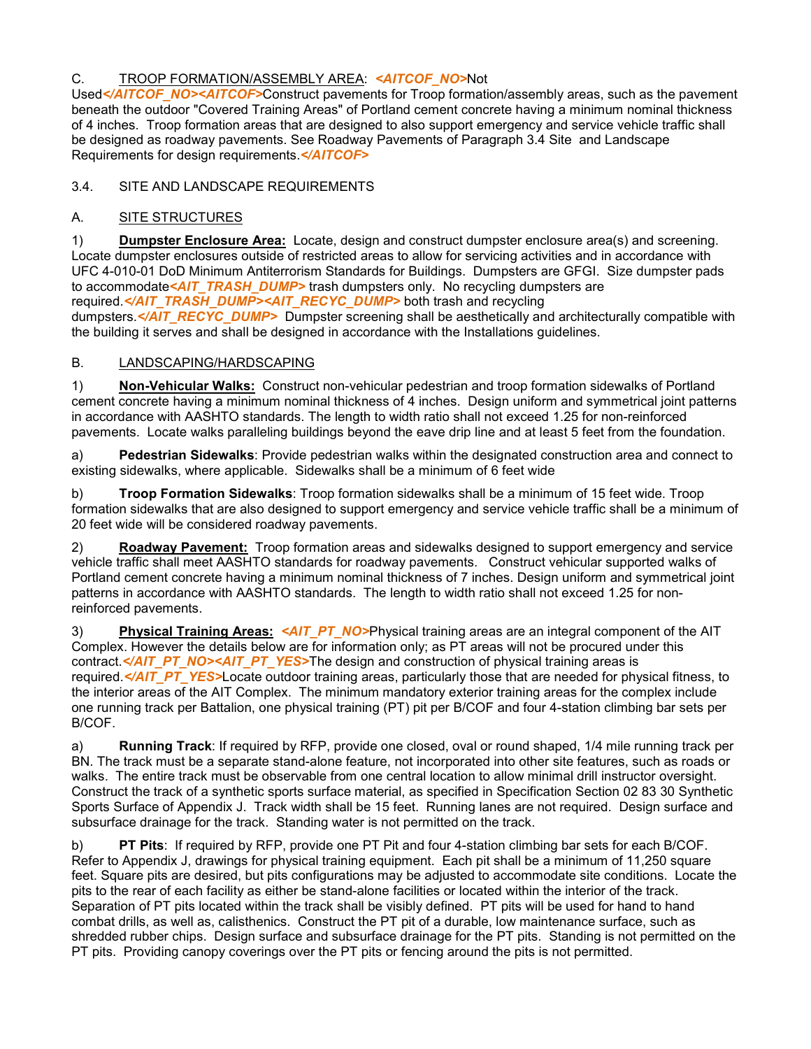C. TROOP FORMATION/ASSEMBLY AREA: *<AITCOF_NO>*Not Used*</AITCOF_NO><AITCOF>*Construct pavements for Troop formation/assembly areas, such as the pavement beneath the outdoor "Covered Training Areas" of Portland cement concrete having a minimum nominal thickness of 4 inches. Troop formation areas that are designed to also support emergency and service vehicle traffic shall be designed as roadway pavements. See Roadway Pavements of Paragraph 3.4 Site and Landscape Requirements for design requirements.*</AITCOF>*

3.4. SITE AND LANDSCAPE REQUIREMENTS

A. SITE STRUCTURES

1) **Dumpster Enclosure Area:** Locate, design and construct dumpster enclosure area(s) and screening. Locate dumpster enclosures outside of restricted areas to allow for servicing activities and in accordance with UFC 4-010-01 DoD Minimum Antiterrorism Standards for Buildings. Dumpsters are GFGI. Size dumpster pads to accommodate*<AIT_TRASH_DUMP>* trash dumpsters only. No recycling dumpsters are required.*</AIT_TRASH_DUMP><AIT_RECYC_DUMP>* both trash and recycling dumpsters.*</AIT_RECYC_DUMP>* Dumpster screening shall be aesthetically and architecturally compatible with the building it serves and shall be designed in accordance with the Installations guidelines.

B. LANDSCAPING/HARDSCAPING

1) **Non-Vehicular Walks:** Construct non-vehicular pedestrian and troop formation sidewalks of Portland cement concrete having a minimum nominal thickness of 4 inches. Design uniform and symmetrical joint patterns in accordance with AASHTO standards. The length to width ratio shall not exceed 1.25 for non-reinforced pavements. Locate walks paralleling buildings beyond the eave drip line and at least 5 feet from the foundation.

a) **Pedestrian Sidewalks**: Provide pedestrian walks within the designated construction area and connect to existing sidewalks, where applicable. Sidewalks shall be a minimum of 6 feet wide

b) **Troop Formation Sidewalks**: Troop formation sidewalks shall be a minimum of 15 feet wide. Troop formation sidewalks that are also designed to support emergency and service vehicle traffic shall be a minimum of 20 feet wide will be considered roadway pavements.

2) **Roadway Pavement:** Troop formation areas and sidewalks designed to support emergency and service vehicle traffic shall meet AASHTO standards for roadway pavements. Construct vehicular supported walks of Portland cement concrete having a minimum nominal thickness of 7 inches. Design uniform and symmetrical joint patterns in accordance with AASHTO standards. The length to width ratio shall not exceed 1.25 for non-reinforced pavements.

3) **Physical Training Areas:** *<AIT_PT_NO>*Physical training areas are an integral component of the AIT Complex. However the details below are for information only; as PT areas will not be procured under this contract.*</AIT_PT_NO><AIT_PT_YES>*The design and construction of physical training areas is required.*</AIT_PT_YES>*Locate outdoor training areas, particularly those that are needed for physical fitness, to the interior areas of the AIT Complex. The minimum mandatory exterior training areas for the complex include one running track per Battalion, one physical training (PT) pit per B/COF and four 4-station climbing bar sets per B/COF.

a) **Running Track**: If required by RFP, provide one closed, oval or round shaped, 1/4 mile running track per BN. The track must be a separate stand-alone feature, not incorporated into other site features, such as roads or walks. The entire track must be observable from one central location to allow minimal drill instructor oversight. Construct the track of a synthetic sports surface material, as specified in Specification Section 02 83 30 Synthetic Sports Surface of Appendix J. Track width shall be 15 feet. Running lanes are not required. Design surface and subsurface drainage for the track. Standing water is not permitted on the track.

b) **PT Pits**: If required by RFP, provide one PT Pit and four 4-station climbing bar sets for each B/COF. Refer to Appendix J, drawings for physical training equipment. Each pit shall be a minimum of 11,250 square feet. Square pits are desired, but pits configurations may be adjusted to accommodate site conditions. Locate the pits to the rear of each facility as either be stand-alone facilities or located within the interior of the track. Separation of PT pits located within the track shall be visibly defined. PT pits will be used for hand to hand combat drills, as well as, calisthenics. Construct the PT pit of a durable, low maintenance surface, such as shredded rubber chips. Design surface and subsurface drainage for the PT pits. Standing is not permitted on the PT pits. Providing canopy coverings over the PT pits or fencing around the pits is not permitted.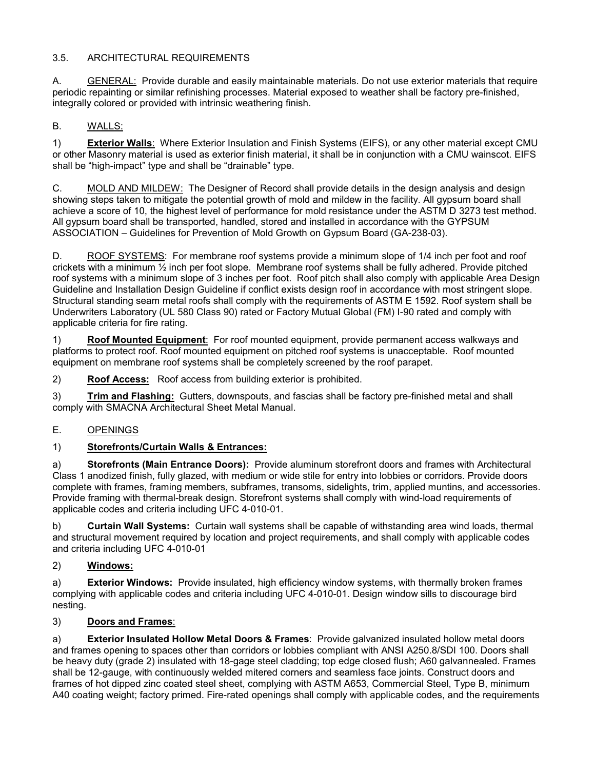3.5. ARCHITECTURAL REQUIREMENTS

A. <u>GENERAL:</u> Provide durable and easily maintainable materials. Do not use exterior materials that require periodic repainting or similar refinishing processes. Material exposed to weather shall be factory pre-finished, integrally colored or provided with intrinsic weathering finish.

B. <u>WALLS:</u>

1) **<u>Exterior Walls</u>**: Where Exterior Insulation and Finish Systems (EIFS), or any other material except CMU or other Masonry material is used as exterior finish material, it shall be in conjunction with a CMU wainscot. EIFS shall be "high-impact" type and shall be "drainable" type.

C. <u>MOLD AND MILDEW:</u> The Designer of Record shall provide details in the design analysis and design showing steps taken to mitigate the potential growth of mold and mildew in the facility. All gypsum board shall achieve a score of 10, the highest level of performance for mold resistance under the ASTM D 3273 test method. All gypsum board shall be transported, handled, stored and installed in accordance with the GYPSUM ASSOCIATION – Guidelines for Prevention of Mold Growth on Gypsum Board (GA-238-03).

D. <u>ROOF SYSTEMS</u>: For membrane roof systems provide a minimum slope of 1/4 inch per foot and roof crickets with a minimum ½ inch per foot slope. Membrane roof systems shall be fully adhered. Provide pitched roof systems with a minimum slope of 3 inches per foot. Roof pitch shall also comply with applicable Area Design Guideline and Installation Design Guideline if conflict exists design roof in accordance with most stringent slope. Structural standing seam metal roofs shall comply with the requirements of ASTM E 1592. Roof system shall be Underwriters Laboratory (UL 580 Class 90) rated or Factory Mutual Global (FM) I-90 rated and comply with applicable criteria for fire rating.

1) **<u>Roof Mounted Equipment</u>**: For roof mounted equipment, provide permanent access walkways and platforms to protect roof. Roof mounted equipment on pitched roof systems is unacceptable. Roof mounted equipment on membrane roof systems shall be completely screened by the roof parapet.

2) **<u>Roof Access:</u>** Roof access from building exterior is prohibited.

3) **<u>Trim and Flashing:</u>** Gutters, downspouts, and fascias shall be factory pre-finished metal and shall comply with SMACNA Architectural Sheet Metal Manual.

E. <u>OPENINGS</u>

1) **<u>Storefronts/Curtain Walls & Entrances:</u>**

a) **Storefronts (Main Entrance Doors):** Provide aluminum storefront doors and frames with Architectural Class 1 anodized finish, fully glazed, with medium or wide stile for entry into lobbies or corridors. Provide doors complete with frames, framing members, subframes, transoms, sidelights, trim, applied muntins, and accessories. Provide framing with thermal-break design. Storefront systems shall comply with wind-load requirements of applicable codes and criteria including UFC 4-010-01.

b) **Curtain Wall Systems:** Curtain wall systems shall be capable of withstanding area wind loads, thermal and structural movement required by location and project requirements, and shall comply with applicable codes and criteria including UFC 4-010-01

2) **<u>Windows:</u>**

a) **Exterior Windows:** Provide insulated, high efficiency window systems, with thermally broken frames complying with applicable codes and criteria including UFC 4-010-01. Design window sills to discourage bird nesting.

3) **<u>Doors and Frames</u>**:

a) **Exterior Insulated Hollow Metal Doors & Frames**: Provide galvanized insulated hollow metal doors and frames opening to spaces other than corridors or lobbies compliant with ANSI A250.8/SDI 100. Doors shall be heavy duty (grade 2) insulated with 18-gage steel cladding; top edge closed flush; A60 galvannealed. Frames shall be 12-gauge, with continuously welded mitered corners and seamless face joints. Construct doors and frames of hot dipped zinc coated steel sheet, complying with ASTM A653, Commercial Steel, Type B, minimum A40 coating weight; factory primed. Fire-rated openings shall comply with applicable codes, and the requirements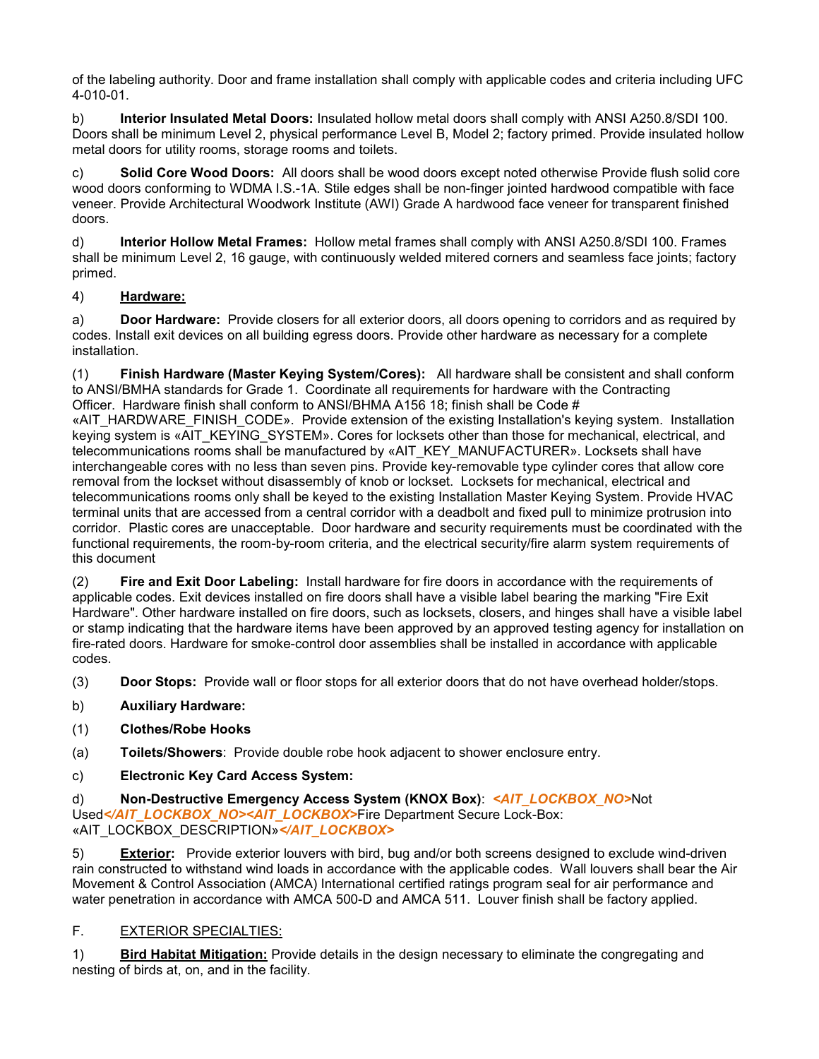of the labeling authority. Door and frame installation shall comply with applicable codes and criteria including UFC 4-010-01.

b) **Interior Insulated Metal Doors:** Insulated hollow metal doors shall comply with ANSI A250.8/SDI 100. Doors shall be minimum Level 2, physical performance Level B, Model 2; factory primed. Provide insulated hollow metal doors for utility rooms, storage rooms and toilets.

c) **Solid Core Wood Doors:** All doors shall be wood doors except noted otherwise Provide flush solid core wood doors conforming to WDMA I.S.-1A. Stile edges shall be non-finger jointed hardwood compatible with face veneer. Provide Architectural Woodwork Institute (AWI) Grade A hardwood face veneer for transparent finished doors.

d) **Interior Hollow Metal Frames:** Hollow metal frames shall comply with ANSI A250.8/SDI 100. Frames shall be minimum Level 2, 16 gauge, with continuously welded mitered corners and seamless face joints; factory primed.

4) **<u>Hardware:</u>**

a) **Door Hardware:** Provide closers for all exterior doors, all doors opening to corridors and as required by codes. Install exit devices on all building egress doors. Provide other hardware as necessary for a complete installation.

(1) **Finish Hardware (Master Keying System/Cores):** All hardware shall be consistent and shall conform to ANSI/BMHA standards for Grade 1. Coordinate all requirements for hardware with the Contracting Officer. Hardware finish shall conform to ANSI/BHMA A156 18; finish shall be Code # «AIT_HARDWARE_FINISH_CODE». Provide extension of the existing Installation's keying system. Installation keying system is «AIT_KEYING_SYSTEM». Cores for locksets other than those for mechanical, electrical, and telecommunications rooms shall be manufactured by «AIT_KEY_MANUFACTURER». Locksets shall have interchangeable cores with no less than seven pins. Provide key-removable type cylinder cores that allow core removal from the lockset without disassembly of knob or lockset. Locksets for mechanical, electrical and telecommunications rooms only shall be keyed to the existing Installation Master Keying System. Provide HVAC terminal units that are accessed from a central corridor with a deadbolt and fixed pull to minimize protrusion into corridor. Plastic cores are unacceptable. Door hardware and security requirements must be coordinated with the functional requirements, the room-by-room criteria, and the electrical security/fire alarm system requirements of this document

(2) **Fire and Exit Door Labeling:** Install hardware for fire doors in accordance with the requirements of applicable codes. Exit devices installed on fire doors shall have a visible label bearing the marking "Fire Exit Hardware". Other hardware installed on fire doors, such as locksets, closers, and hinges shall have a visible label or stamp indicating that the hardware items have been approved by an approved testing agency for installation on fire-rated doors. Hardware for smoke-control door assemblies shall be installed in accordance with applicable codes.

(3) **Door Stops:** Provide wall or floor stops for all exterior doors that do not have overhead holder/stops.

b) **Auxiliary Hardware:**

(1) **Clothes/Robe Hooks**

(a) **Toilets/Showers**: Provide double robe hook adjacent to shower enclosure entry.

c) **Electronic Key Card Access System:**

d) **Non-Destructive Emergency Access System (KNOX Box)**: ***<AIT_LOCKBOX_NO>***Not Used***</AIT_LOCKBOX_NO><AIT_LOCKBOX>***Fire Department Secure Lock-Box: «AIT_LOCKBOX_DESCRIPTION»***</AIT_LOCKBOX>***

5) **<u>Exterior</u>:** Provide exterior louvers with bird, bug and/or both screens designed to exclude wind-driven rain constructed to withstand wind loads in accordance with the applicable codes. Wall louvers shall bear the Air Movement & Control Association (AMCA) International certified ratings program seal for air performance and water penetration in accordance with AMCA 500-D and AMCA 511. Louver finish shall be factory applied.

F. <u>EXTERIOR SPECIALTIES:</u>

1) **<u>Bird Habitat Mitigation:</u>** Provide details in the design necessary to eliminate the congregating and nesting of birds at, on, and in the facility.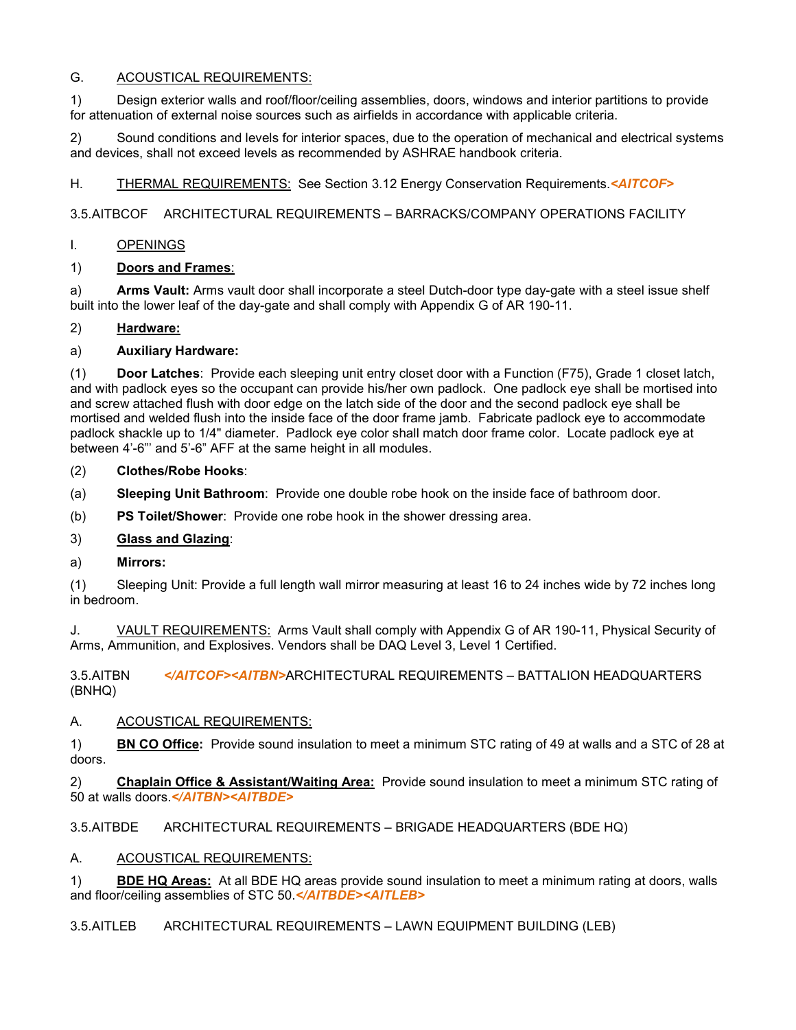G. <u>ACOUSTICAL REQUIREMENTS:</u>

1) Design exterior walls and roof/floor/ceiling assemblies, doors, windows and interior partitions to provide for attenuation of external noise sources such as airfields in accordance with applicable criteria.

2) Sound conditions and levels for interior spaces, due to the operation of mechanical and electrical systems and devices, shall not exceed levels as recommended by ASHRAE handbook criteria.

H. <u>THERMAL REQUIREMENTS:</u> See Section 3.12 Energy Conservation Requirements.***<AITCOF>***

3.5.AITBCOF ARCHITECTURAL REQUIREMENTS – BARRACKS/COMPANY OPERATIONS FACILITY

I. <u>OPENINGS</u>

1) **<u>Doors and Frames</u>**:

a) **Arms Vault:** Arms vault door shall incorporate a steel Dutch-door type day-gate with a steel issue shelf built into the lower leaf of the day-gate and shall comply with Appendix G of AR 190-11.

2) **<u>Hardware:</u>**

a) **Auxiliary Hardware:**

(1) **Door Latches**: Provide each sleeping unit entry closet door with a Function (F75), Grade 1 closet latch, and with padlock eyes so the occupant can provide his/her own padlock. One padlock eye shall be mortised into and screw attached flush with door edge on the latch side of the door and the second padlock eye shall be mortised and welded flush into the inside face of the door frame jamb. Fabricate padlock eye to accommodate padlock shackle up to 1/4" diameter. Padlock eye color shall match door frame color. Locate padlock eye at between 4'-6"' and 5'-6" AFF at the same height in all modules.

(2) **Clothes/Robe Hooks**:

(a) **Sleeping Unit Bathroom**: Provide one double robe hook on the inside face of bathroom door.

(b) **PS Toilet/Shower**: Provide one robe hook in the shower dressing area.

3) **<u>Glass and Glazing</u>**:

a) **Mirrors:**

(1) Sleeping Unit: Provide a full length wall mirror measuring at least 16 to 24 inches wide by 72 inches long in bedroom.

J. <u>VAULT REQUIREMENTS:</u> Arms Vault shall comply with Appendix G of AR 190-11, Physical Security of Arms, Ammunition, and Explosives. Vendors shall be DAQ Level 3, Level 1 Certified.

3.5.AITBN ***</AITCOF><AITBN>***ARCHITECTURAL REQUIREMENTS – BATTALION HEADQUARTERS (BNHQ)

A. <u>ACOUSTICAL REQUIREMENTS:</u>

1) **<u>BN CO Office</u>**: Provide sound insulation to meet a minimum STC rating of 49 at walls and a STC of 28 at doors.

2) **<u>Chaplain Office & Assistant/Waiting Area:</u>** Provide sound insulation to meet a minimum STC rating of 50 at walls doors.***</AITBN><AITBDE>***

3.5.AITBDE ARCHITECTURAL REQUIREMENTS – BRIGADE HEADQUARTERS (BDE HQ)

A. <u>ACOUSTICAL REQUIREMENTS:</u>

1) **<u>BDE HQ Areas:</u>** At all BDE HQ areas provide sound insulation to meet a minimum rating at doors, walls and floor/ceiling assemblies of STC 50.***</AITBDE><AITLEB>***

3.5.AITLEB ARCHITECTURAL REQUIREMENTS – LAWN EQUIPMENT BUILDING (LEB)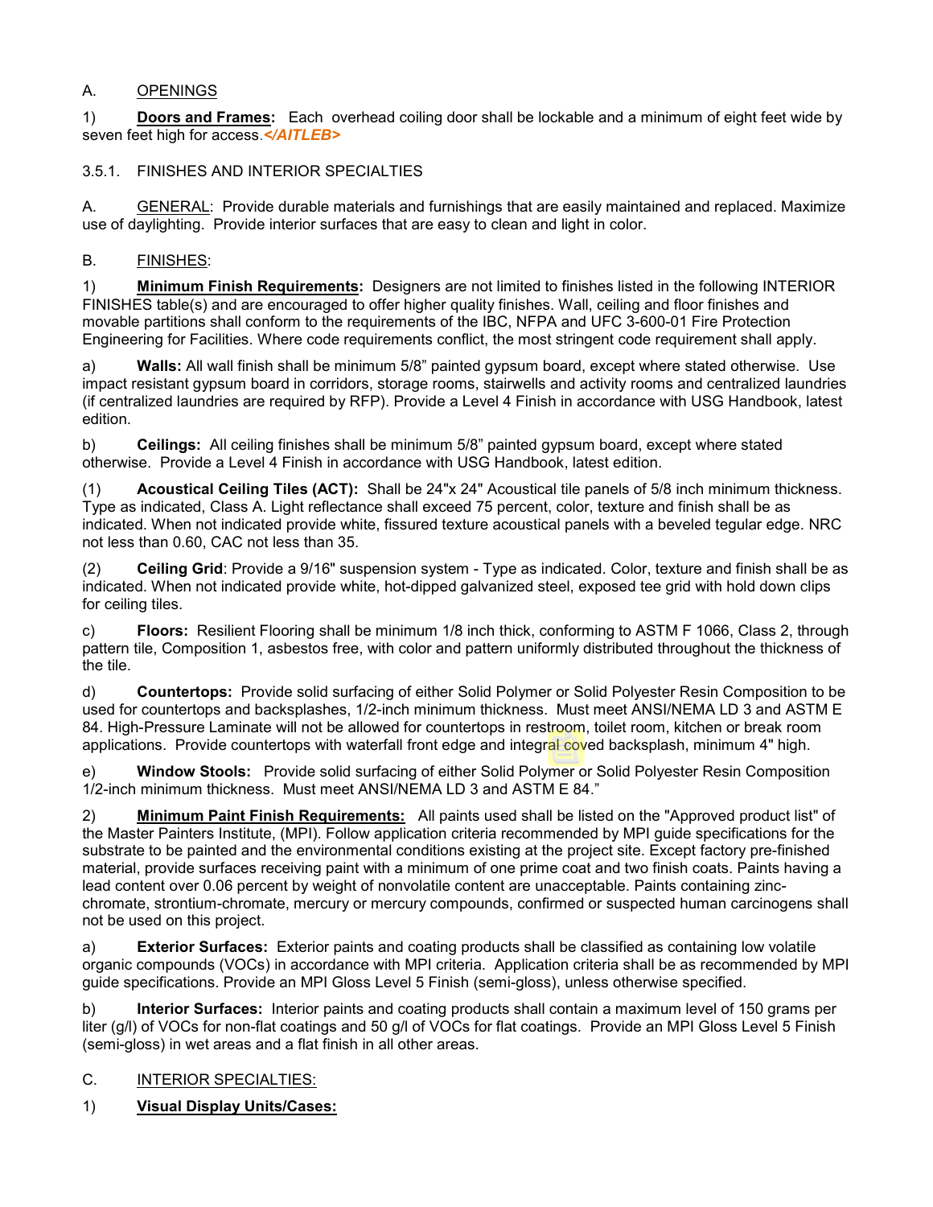A. OPENINGS

1) **Doors and Frames:** Each overhead coiling door shall be lockable and a minimum of eight feet wide by seven feet high for access.*</AITLEB>*

3.5.1. FINISHES AND INTERIOR SPECIALTIES

A. GENERAL: Provide durable materials and furnishings that are easily maintained and replaced. Maximize use of daylighting. Provide interior surfaces that are easy to clean and light in color.

B. FINISHES:

1) **Minimum Finish Requirements:** Designers are not limited to finishes listed in the following INTERIOR FINISHES table(s) and are encouraged to offer higher quality finishes. Wall, ceiling and floor finishes and movable partitions shall conform to the requirements of the IBC, NFPA and UFC 3-600-01 Fire Protection Engineering for Facilities. Where code requirements conflict, the most stringent code requirement shall apply.

a) **Walls:** All wall finish shall be minimum 5/8" painted gypsum board, except where stated otherwise. Use impact resistant gypsum board in corridors, storage rooms, stairwells and activity rooms and centralized laundries (if centralized laundries are required by RFP). Provide a Level 4 Finish in accordance with USG Handbook, latest edition.

b) **Ceilings:** All ceiling finishes shall be minimum 5/8" painted gypsum board, except where stated otherwise. Provide a Level 4 Finish in accordance with USG Handbook, latest edition.

(1) **Acoustical Ceiling Tiles (ACT):** Shall be 24"x 24" Acoustical tile panels of 5/8 inch minimum thickness. Type as indicated, Class A. Light reflectance shall exceed 75 percent, color, texture and finish shall be as indicated. When not indicated provide white, fissured texture acoustical panels with a beveled tegular edge. NRC not less than 0.60, CAC not less than 35.

(2) **Ceiling Grid**: Provide a 9/16" suspension system - Type as indicated. Color, texture and finish shall be as indicated. When not indicated provide white, hot-dipped galvanized steel, exposed tee grid with hold down clips for ceiling tiles.

c) **Floors:** Resilient Flooring shall be minimum 1/8 inch thick, conforming to ASTM F 1066, Class 2, through pattern tile, Composition 1, asbestos free, with color and pattern uniformly distributed throughout the thickness of the tile.

d) **Countertops:** Provide solid surfacing of either Solid Polymer or Solid Polyester Resin Composition to be used for countertops and backsplashes, 1/2-inch minimum thickness. Must meet ANSI/NEMA LD 3 and ASTM E 84. High-Pressure Laminate will not be allowed for countertops in restroom, toilet room, kitchen or break room applications. Provide countertops with waterfall front edge and integral coved backsplash, minimum 4" high.

e) **Window Stools:** Provide solid surfacing of either Solid Polymer or Solid Polyester Resin Composition 1/2-inch minimum thickness. Must meet ANSI/NEMA LD 3 and ASTM E 84."

2) **Minimum Paint Finish Requirements:** All paints used shall be listed on the "Approved product list" of the Master Painters Institute, (MPI). Follow application criteria recommended by MPI guide specifications for the substrate to be painted and the environmental conditions existing at the project site. Except factory pre-finished material, provide surfaces receiving paint with a minimum of one prime coat and two finish coats. Paints having a lead content over 0.06 percent by weight of nonvolatile content are unacceptable. Paints containing zinc-chromate, strontium-chromate, mercury or mercury compounds, confirmed or suspected human carcinogens shall not be used on this project.

a) **Exterior Surfaces:** Exterior paints and coating products shall be classified as containing low volatile organic compounds (VOCs) in accordance with MPI criteria. Application criteria shall be as recommended by MPI guide specifications. Provide an MPI Gloss Level 5 Finish (semi-gloss), unless otherwise specified.

b) **Interior Surfaces:** Interior paints and coating products shall contain a maximum level of 150 grams per liter (g/l) of VOCs for non-flat coatings and 50 g/l of VOCs for flat coatings. Provide an MPI Gloss Level 5 Finish (semi-gloss) in wet areas and a flat finish in all other areas.

C. INTERIOR SPECIALTIES:

1) **Visual Display Units/Cases:**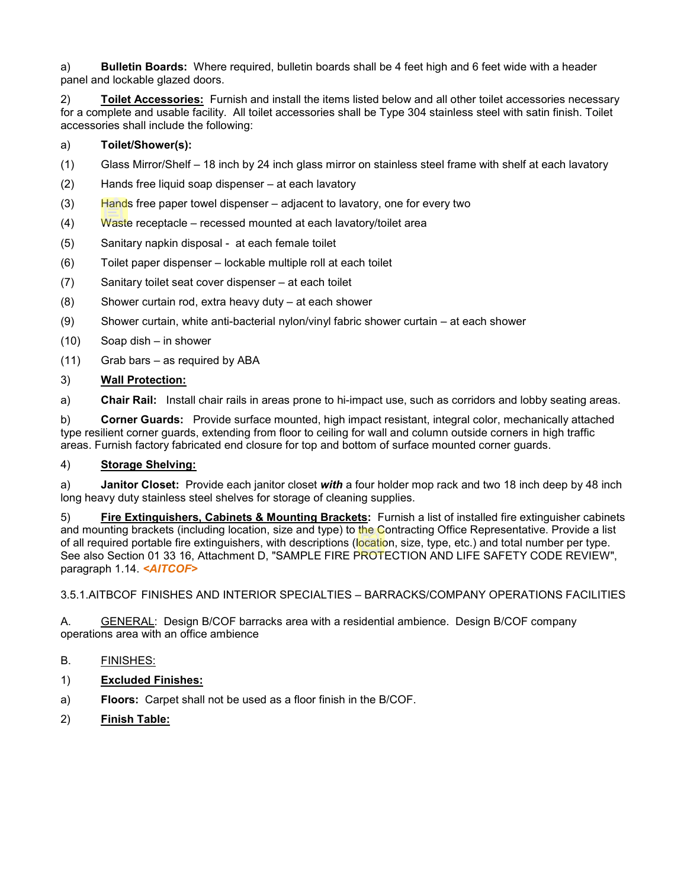a) **Bulletin Boards:** Where required, bulletin boards shall be 4 feet high and 6 feet wide with a header panel and lockable glazed doors.

2) **Toilet Accessories:** Furnish and install the items listed below and all other toilet accessories necessary for a complete and usable facility. All toilet accessories shall be Type 304 stainless steel with satin finish. Toilet accessories shall include the following:

a) **Toilet/Shower(s):**

(1) Glass Mirror/Shelf – 18 inch by 24 inch glass mirror on stainless steel frame with shelf at each lavatory

(2) Hands free liquid soap dispenser – at each lavatory

(3) Hands free paper towel dispenser – adjacent to lavatory, one for every two

(4) Waste receptacle – recessed mounted at each lavatory/toilet area

(5) Sanitary napkin disposal - at each female toilet

(6) Toilet paper dispenser – lockable multiple roll at each toilet

(7) Sanitary toilet seat cover dispenser – at each toilet

(8) Shower curtain rod, extra heavy duty – at each shower

(9) Shower curtain, white anti-bacterial nylon/vinyl fabric shower curtain – at each shower

(10) Soap dish – in shower

(11) Grab bars – as required by ABA

3) **Wall Protection:**

a) **Chair Rail:** Install chair rails in areas prone to hi-impact use, such as corridors and lobby seating areas.

b) **Corner Guards:** Provide surface mounted, high impact resistant, integral color, mechanically attached type resilient corner guards, extending from floor to ceiling for wall and column outside corners in high traffic areas. Furnish factory fabricated end closure for top and bottom of surface mounted corner guards.

4) **Storage Shelving:**

a) **Janitor Closet:** Provide each janitor closet ***with*** a four holder mop rack and two 18 inch deep by 48 inch long heavy duty stainless steel shelves for storage of cleaning supplies.

5) **Fire Extinguishers, Cabinets & Mounting Brackets:** Furnish a list of installed fire extinguisher cabinets and mounting brackets (including location, size and type) to the Contracting Office Representative. Provide a list of all required portable fire extinguishers, with descriptions (location, size, type, etc.) and total number per type. See also Section 01 33 16, Attachment D, "SAMPLE FIRE PROTECTION AND LIFE SAFETY CODE REVIEW", paragraph 1.14. ***<AITCOF>***

3.5.1.AITBCOF FINISHES AND INTERIOR SPECIALTIES – BARRACKS/COMPANY OPERATIONS FACILITIES

A. GENERAL: Design B/COF barracks area with a residential ambience. Design B/COF company operations area with an office ambience

B. FINISHES:

1) **Excluded Finishes:**

a) **Floors:** Carpet shall not be used as a floor finish in the B/COF.

2) **Finish Table:**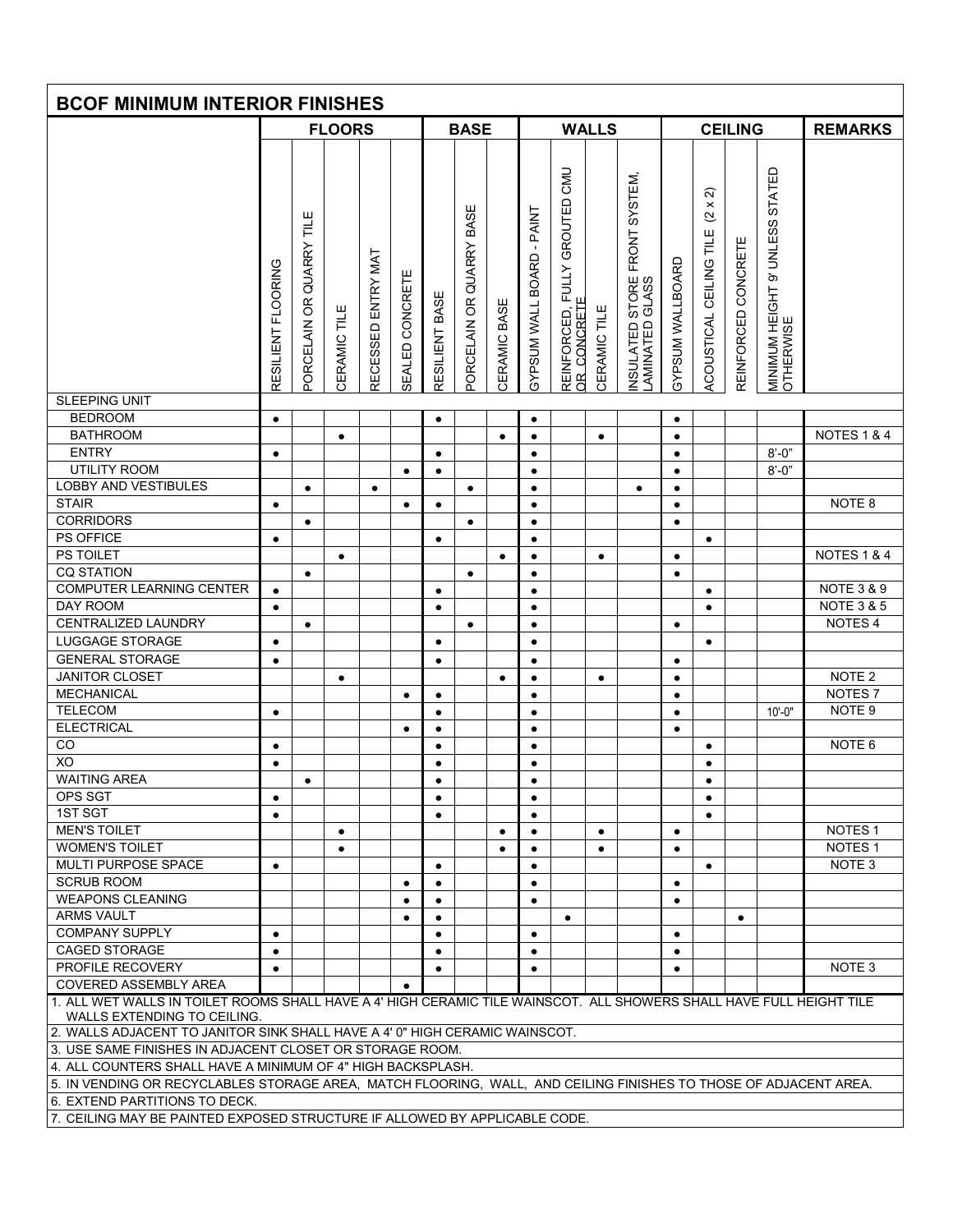## BCOF MINIMUM INTERIOR FINISHES

| | FLOORS | | | | | BASE | | | WALLS | | | | CEILING | | | | REMARKS |
|---|---|---|---|---|---|---|---|---|---|---|---|---|---|---|---|---|---|
| | RESILIENT FLOORING | PORCELAIN OR QUARRY TILE | CERAMIC TILE | RECESSED ENTRY MAT | SEALED CONCRETE | RESILIENT BASE | PORCELAIN OR QUARRY BASE | CERAMIC BASE | GYPSUM WALL BOARD - PAINT | REINFORCED, FULLY GROUTED CMU OR CONCRETE | CERAMIC TILE | INSULATED STORE FRONT SYSTEM, LAMINATED GLASS | GYPSUM WALLBOARD | ACOUSTICAL CEILING TILE (2 x 2) | REINFORCED CONCRETE | MINIMUM HEIGHT 9' UNLESS STATED OTHERWISE | |
| SLEEPING UNIT | | | | | | | | | | | | | | | | | |
| BEDROOM | ● | | | | | ● | | | ● | | | | ● | | | | |
| BATHROOM | | | ● | | | | | ● | ● | | ● | | ● | | | | NOTES 1 & 4 |
| ENTRY | ● | | | | | ● | | | ● | | | | ● | | | 8'-0" | |
| UTILITY ROOM | | | | | ● | ● | | | ● | | | | ● | | | 8'-0" | |
| LOBBY AND VESTIBULES | | ● | | ● | | | ● | | ● | | | ● | ● | | | | |
| STAIR | ● | | | | ● | ● | | | ● | | | | ● | | | | NOTE 8 |
| CORRIDORS | | ● | | | | | ● | | ● | | | | ● | | | | |
| PS OFFICE | ● | | | | | ● | | | ● | | | | | ● | | | |
| PS TOILET | | | ● | | | | | ● | ● | | ● | | ● | | | | NOTES 1 & 4 |
| CQ STATION | | ● | | | | | ● | | ● | | | | ● | | | | |
| COMPUTER LEARNING CENTER | ● | | | | | ● | | | ● | | | | | ● | | | NOTE 3 & 9 |
| DAY ROOM | ● | | | | | ● | | | ● | | | | | ● | | | NOTE 3 & 5 |
| CENTRALIZED LAUNDRY | | ● | | | | | ● | | ● | | | | ● | | | | NOTES 4 |
| LUGGAGE STORAGE | ● | | | | | ● | | | ● | | | | | ● | | | |
| GENERAL STORAGE | ● | | | | | ● | | | ● | | | | ● | | | | |
| JANITOR CLOSET | | | ● | | | | | ● | ● | | ● | | ● | | | | NOTE 2 |
| MECHANICAL | | | | | ● | ● | | | ● | | | | ● | | | | NOTES 7 |
| TELECOM | ● | | | | | ● | | | ● | | | | ● | | | 10'-0" | NOTE 9 |
| ELECTRICAL | | | | | ● | ● | | | ● | | | | ● | | | | |
| CO | ● | | | | | ● | | | ● | | | | | ● | | | NOTE 6 |
| XO | ● | | | | | ● | | | ● | | | | | ● | | | |
| WAITING AREA | | ● | | | | ● | | | ● | | | | | ● | | | |
| OPS SGT | ● | | | | | ● | | | ● | | | | | ● | | | |
| 1ST SGT | ● | | | | | ● | | | ● | | | | | ● | | | |
| MEN'S TOILET | | | ● | | | | | ● | ● | | ● | | ● | | | | NOTES 1 |
| WOMEN'S TOILET | | | ● | | | | | ● | ● | | ● | | ● | | | | NOTES 1 |
| MULTI PURPOSE SPACE | ● | | | | | ● | | | ● | | | | | ● | | | NOTE 3 |
| SCRUB ROOM | | | | | ● | ● | | | ● | | | | ● | | | | |
| WEAPONS CLEANING | | | | | ● | ● | | | ● | | | | ● | | | | |
| ARMS VAULT | | | | | ● | ● | | | | ● | | | | | ● | | |
| COMPANY SUPPLY | ● | | | | | ● | | | ● | | | | ● | | | | |
| CAGED STORAGE | ● | | | | | ● | | | ● | | | | ● | | | | |
| PROFILE RECOVERY | ● | | | | | ● | | | ● | | | | ● | | | | NOTE 3 |
| COVERED ASSEMBLY AREA | | | | | ● | | | | | | | | | | | | |

1. ALL WET WALLS IN TOILET ROOMS SHALL HAVE A 4' HIGH CERAMIC TILE WAINSCOT. ALL SHOWERS SHALL HAVE FULL HEIGHT TILE WALLS EXTENDING TO CEILING.
2. WALLS ADJACENT TO JANITOR SINK SHALL HAVE A 4' 0" HIGH CERAMIC WAINSCOT.
3. USE SAME FINISHES IN ADJACENT CLOSET OR STORAGE ROOM.
4. ALL COUNTERS SHALL HAVE A MINIMUM OF 4" HIGH BACKSPLASH.
5. IN VENDING OR RECYCLABLES STORAGE AREA, MATCH FLOORING, WALL, AND CEILING FINISHES TO THOSE OF ADJACENT AREA.
6. EXTEND PARTITIONS TO DECK.
7. CEILING MAY BE PAINTED EXPOSED STRUCTURE IF ALLOWED BY APPLICABLE CODE.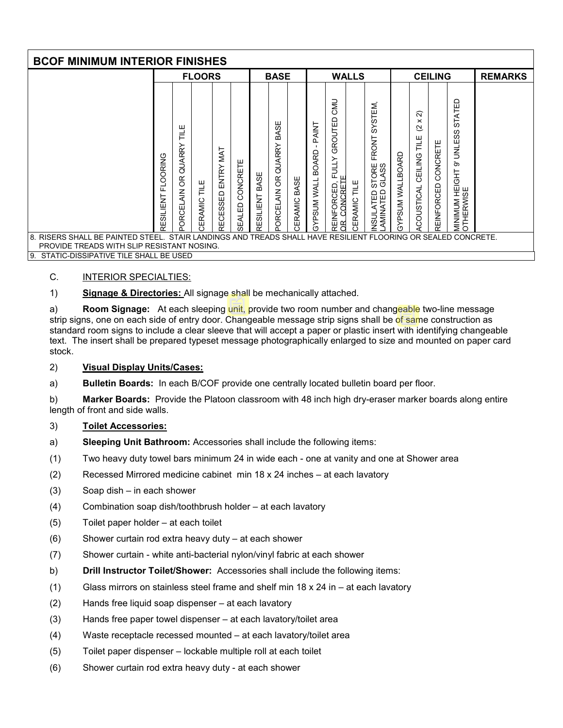| BCOF MINIMUM INTERIOR FINISHES | | | | | | | | | | | | | | | | | |
|---|---|---|---|---|---|---|---|---|---|---|---|---|---|---|---|---|---|
| | FLOORS | | | | | BASE | | | WALLS | | | | CEILING | | | | REMARKS |
| | RESILIENT FLOORING | PORCELAIN OR QUARRY TILE | CERAMIC TILE | RECESSED ENTRY MAT | SEALED CONCRETE | RESILIENT BASE | PORCELAIN OR QUARRY BASE | CERAMIC BASE | GYPSUM WALL BOARD - PAINT | REINFORCED, FULLY GROUTED CMU OR CONCRETE | CERAMIC TILE | INSULATED STORE FRONT SYSTEM, LAMINATED GLASS | GYPSUM WALLBOARD | ACOUSTICAL CEILING TILE (2 x 2) | REINFORCED CONCRETE | MINIMUM HEIGHT 9' UNLESS STATED OTHERWISE | |
| 8. RISERS SHALL BE PAINTED STEEL. STAIR LANDINGS AND TREADS SHALL HAVE RESILIENT FLOORING OR SEALED CONCRETE. PROVIDE TREADS WITH SLIP RESISTANT NOSING. | | | | | | | | | | | | | | | | | |
| 9. STATIC-DISSIPATIVE TILE SHALL BE USED | | | | | | | | | | | | | | | | | |

C. INTERIOR SPECIALTIES:

1) **Signage & Directories:** All signage shall be mechanically attached.

a) **Room Signage:** At each sleeping unit, provide two room number and changeable two-line message strip signs, one on each side of entry door. Changeable message strip signs shall be of same construction as standard room signs to include a clear sleeve that will accept a paper or plastic insert with identifying changeable text. The insert shall be prepared typeset message photographically enlarged to size and mounted on paper card stock.

2) **Visual Display Units/Cases:**

a) **Bulletin Boards:** In each B/COF provide one centrally located bulletin board per floor.

b) **Marker Boards:** Provide the Platoon classroom with 48 inch high dry-eraser marker boards along entire length of front and side walls.

3) **Toilet Accessories:**

a) **Sleeping Unit Bathroom:** Accessories shall include the following items:

(1) Two heavy duty towel bars minimum 24 in wide each - one at vanity and one at Shower area

(2) Recessed Mirrored medicine cabinet min 18 x 24 inches – at each lavatory

(3) Soap dish – in each shower

(4) Combination soap dish/toothbrush holder – at each lavatory

(5) Toilet paper holder – at each toilet

(6) Shower curtain rod extra heavy duty – at each shower

(7) Shower curtain - white anti-bacterial nylon/vinyl fabric at each shower

b) **Drill Instructor Toilet/Shower:** Accessories shall include the following items:

(1) Glass mirrors on stainless steel frame and shelf min 18 x 24 in – at each lavatory

(2) Hands free liquid soap dispenser – at each lavatory

(3) Hands free paper towel dispenser – at each lavatory/toilet area

(4) Waste receptacle recessed mounted – at each lavatory/toilet area

(5) Toilet paper dispenser – lockable multiple roll at each toilet

(6) Shower curtain rod extra heavy duty - at each shower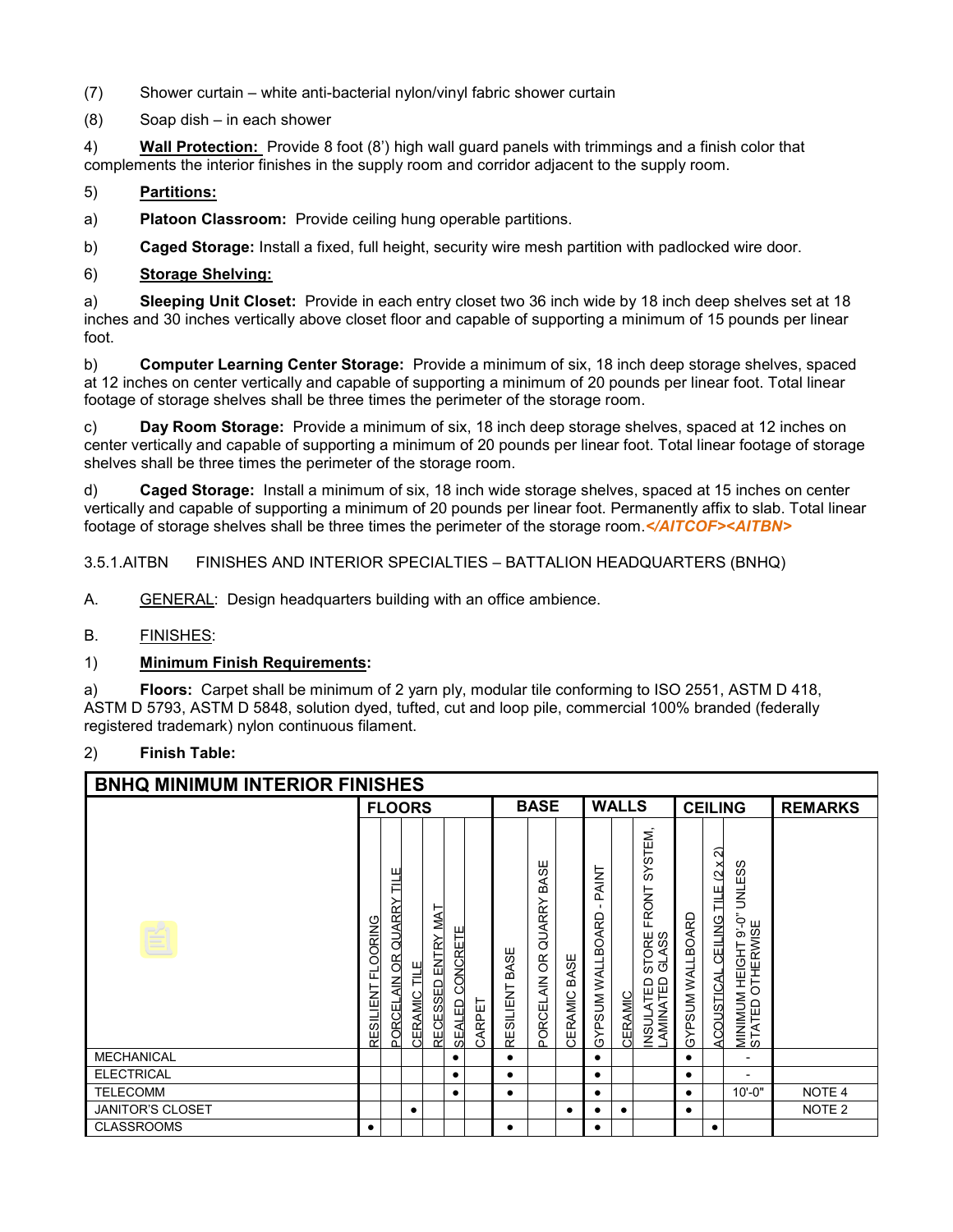(7) Shower curtain – white anti-bacterial nylon/vinyl fabric shower curtain

(8) Soap dish – in each shower

4) **Wall Protection:** Provide 8 foot (8') high wall guard panels with trimmings and a finish color that complements the interior finishes in the supply room and corridor adjacent to the supply room.

5) **Partitions:**

a) **Platoon Classroom:** Provide ceiling hung operable partitions.

b) **Caged Storage:** Install a fixed, full height, security wire mesh partition with padlocked wire door.

6) **Storage Shelving:**

a) **Sleeping Unit Closet:** Provide in each entry closet two 36 inch wide by 18 inch deep shelves set at 18 inches and 30 inches vertically above closet floor and capable of supporting a minimum of 15 pounds per linear foot.

b) **Computer Learning Center Storage:** Provide a minimum of six, 18 inch deep storage shelves, spaced at 12 inches on center vertically and capable of supporting a minimum of 20 pounds per linear foot. Total linear footage of storage shelves shall be three times the perimeter of the storage room.

c) **Day Room Storage:** Provide a minimum of six, 18 inch deep storage shelves, spaced at 12 inches on center vertically and capable of supporting a minimum of 20 pounds per linear foot. Total linear footage of storage shelves shall be three times the perimeter of the storage room.

d) **Caged Storage:** Install a minimum of six, 18 inch wide storage shelves, spaced at 15 inches on center vertically and capable of supporting a minimum of 20 pounds per linear foot. Permanently affix to slab. Total linear footage of storage shelves shall be three times the perimeter of the storage room.*</AITCOF><AITBN>*

3.5.1.AITBN FINISHES AND INTERIOR SPECIALTIES – BATTALION HEADQUARTERS (BNHQ)

A. GENERAL: Design headquarters building with an office ambience.

B. FINISHES:

1) **Minimum Finish Requirements:**

a) **Floors:** Carpet shall be minimum of 2 yarn ply, modular tile conforming to ISO 2551, ASTM D 418, ASTM D 5793, ASTM D 5848, solution dyed, tufted, cut and loop pile, commercial 100% branded (federally registered trademark) nylon continuous filament.

2) **Finish Table:**

| BNHQ MINIMUM INTERIOR FINISHES | FLOORS | | | | | | BASE | | | WALLS | | | CEILING | | | REMARKS |
|---|---|---|---|---|---|---|---|---|---|---|---|---|---|---|---|---|
| | RESILIENT FLOORING | PORCELAIN OR QUARRY TILE | CERAMIC TILE | RECESSED ENTRY MAT | SEALED CONCRETE | CARPET | RESILIENT BASE | PORCELAIN OR QUARRY BASE | CERAMIC BASE | GYPSUM WALLBOARD - PAINT | CERAMIC | INSULATED STORE FRONT SYSTEM, LAMINATED GLASS | GYPSUM WALLBOARD | ACOUSTICAL CEILING TILE (2 x 2) | MINIMUM HEIGHT 9'-0" UNLESS STATED OTHERWISE | |
| MECHANICAL | | | | | • | | • | | | • | | | • | | - | |
| ELECTRICAL | | | | | • | | • | | | • | | | • | | - | |
| TELECOMM | | | | | • | | • | | | • | | | • | | 10'-0" | NOTE 4 |
| JANITOR'S CLOSET | | | • | | | | | | • | • | • | | • | | | NOTE 2 |
| CLASSROOMS | • | | | | | | • | | | • | | | | • | | |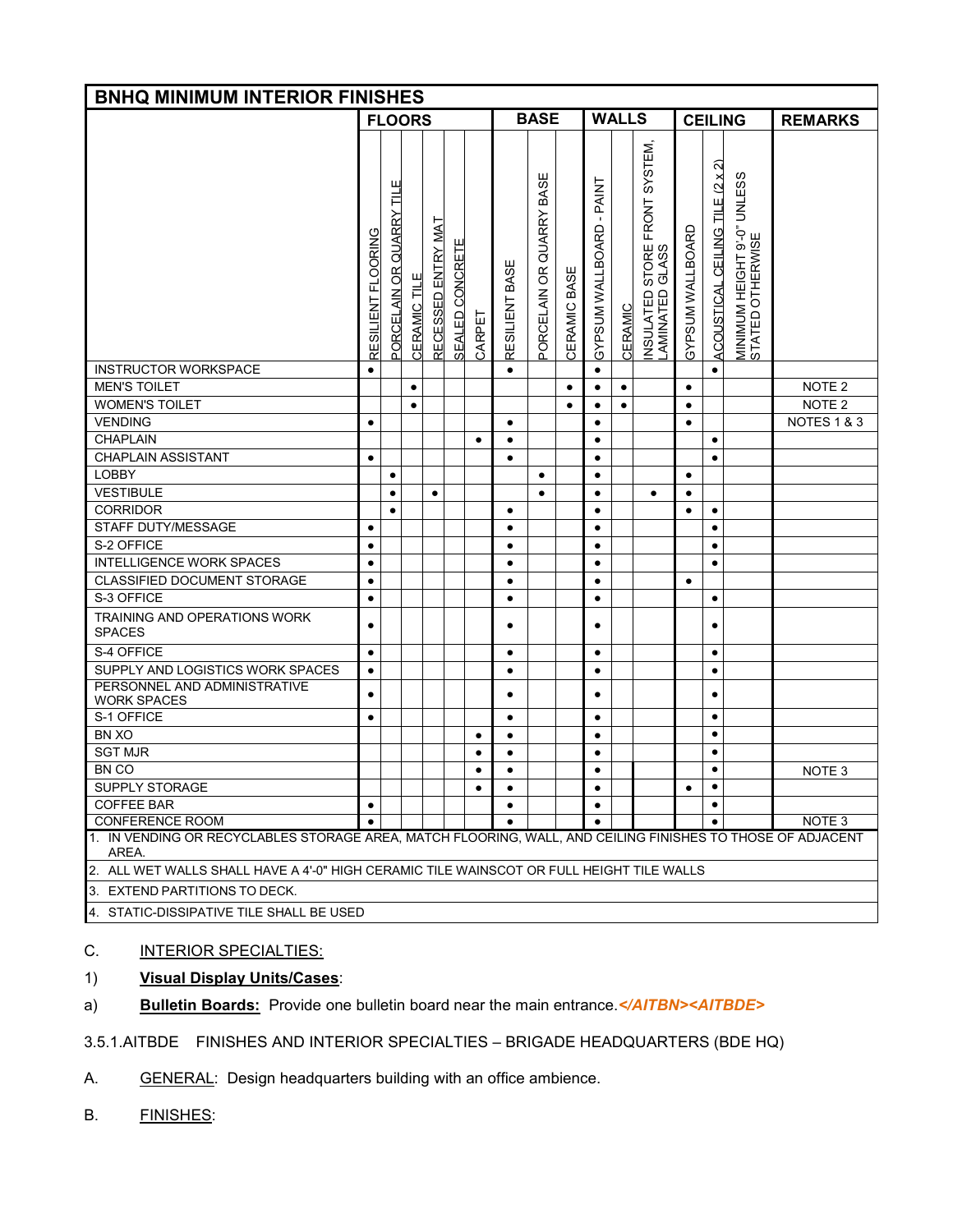| BNHQ MINIMUM INTERIOR FINISHES | FLOORS | | | | | | BASE | | | WALLS | | | CEILING | | | REMARKS |
|---|---|---|---|---|---|---|---|---|---|---|---|---|---|---|---|---|
| | RESILIENT FLOORING | PORCELAIN OR QUARRY TILE | CERAMIC TILE | RECESSED ENTRY MAT | SEALED CONCRETE | CARPET | RESILIENT BASE | PORCELAIN OR QUARRY BASE | CERAMIC BASE | GYPSUM WALLBOARD - PAINT | CERAMIC | INSULATED STORE FRONT SYSTEM, LAMINATED GLASS | GYPSUM WALLBOARD | ACOUSTICAL CEILING TILE (2 x 2) | MINIMUM HEIGHT 9'-0" UNLESS STATED OTHERWISE | |
| INSTRUCTOR WORKSPACE | ● | | | | | | ● | | | ● | | | | ● | | |
| MEN'S TOILET | | | ● | | | | | | ● | ● | ● | | ● | | | NOTE 2 |
| WOMEN'S TOILET | | | ● | | | | | | ● | ● | ● | | ● | | | NOTE 2 |
| VENDING | ● | | | | | | ● | | | ● | | | ● | | | NOTES 1 & 3 |
| CHAPLAIN | | | | | | ● | ● | | | ● | | | | ● | | |
| CHAPLAIN ASSISTANT | ● | | | | | | ● | | | ● | | | | ● | | |
| LOBBY | | ● | | | | | | ● | | ● | | | ● | | | |
| VESTIBULE | | ● | | ● | | | | ● | | ● | | ● | ● | | | |
| CORRIDOR | | ● | | | | | ● | | | ● | | | ● | ● | | |
| STAFF DUTY/MESSAGE | ● | | | | | | ● | | | ● | | | | ● | | |
| S-2 OFFICE | ● | | | | | | ● | | | ● | | | | ● | | |
| INTELLIGENCE WORK SPACES | ● | | | | | | ● | | | ● | | | | ● | | |
| CLASSIFIED DOCUMENT STORAGE | ● | | | | | | ● | | | ● | | | ● | | | |
| S-3 OFFICE | ● | | | | | | ● | | | ● | | | | ● | | |
| TRAINING AND OPERATIONS WORK SPACES | ● | | | | | | ● | | | ● | | | | ● | | |
| S-4 OFFICE | ● | | | | | | ● | | | ● | | | | ● | | |
| SUPPLY AND LOGISTICS WORK SPACES | ● | | | | | | ● | | | ● | | | | ● | | |
| PERSONNEL AND ADMINISTRATIVE WORK SPACES | ● | | | | | | ● | | | ● | | | | ● | | |
| S-1 OFFICE | ● | | | | | | ● | | | ● | | | | ● | | |
| BN XO | | | | | | ● | ● | | | ● | | | | ● | | |
| SGT MJR | | | | | | ● | ● | | | ● | | | | ● | | |
| BN CO | | | | | | ● | ● | | | ● | | | | ● | | NOTE 3 |
| SUPPLY STORAGE | | | | | | ● | ● | | | ● | | | ● | ● | | |
| COFFEE BAR | ● | | | | | | ● | | | ● | | | | ● | | |
| CONFERENCE ROOM | ● | | | | | | ● | | | ● | | | | ● | | NOTE 3 |

1. IN VENDING OR RECYCLABLES STORAGE AREA, MATCH FLOORING, WALL, AND CEILING FINISHES TO THOSE OF ADJACENT AREA.
2. ALL WET WALLS SHALL HAVE A 4'-0" HIGH CERAMIC TILE WAINSCOT OR FULL HEIGHT TILE WALLS
3. EXTEND PARTITIONS TO DECK.
4. STATIC-DISSIPATIVE TILE SHALL BE USED

C. INTERIOR SPECIALTIES:

1) **Visual Display Units/Cases**:

a) **Bulletin Boards:** Provide one bulletin board near the main entrance.*</AITBN><AITBDE>*

3.5.1.AITBDE FINISHES AND INTERIOR SPECIALTIES – BRIGADE HEADQUARTERS (BDE HQ)

A. GENERAL: Design headquarters building with an office ambience.

B. FINISHES: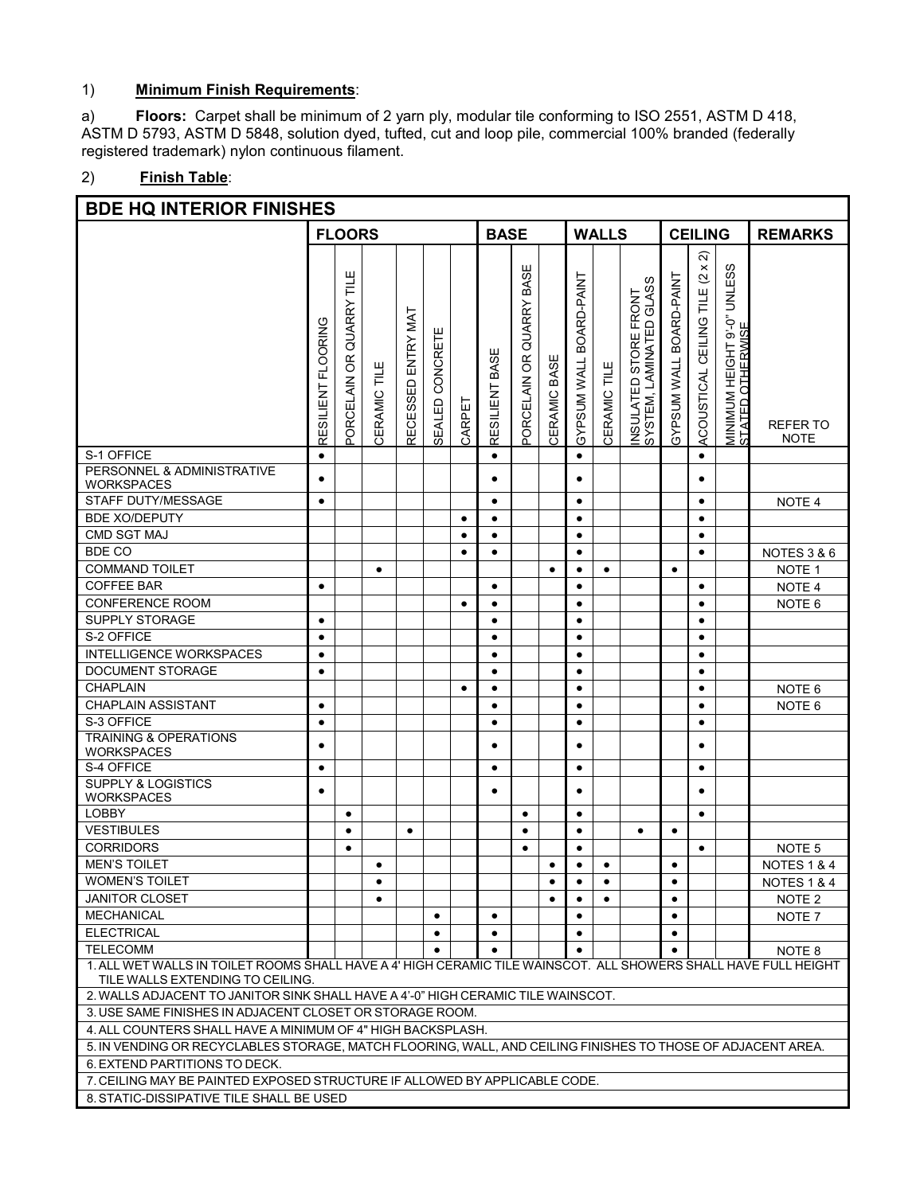1) **Minimum Finish Requirements**:

a) **Floors:** Carpet shall be minimum of 2 yarn ply, modular tile conforming to ISO 2551, ASTM D 418, ASTM D 5793, ASTM D 5848, solution dyed, tufted, cut and loop pile, commercial 100% branded (federally registered trademark) nylon continuous filament.

2) **Finish Table**:

**BDE HQ INTERIOR FINISHES**

| | FLOORS | | | | | | BASE | | | WALLS | | | CEILING | | | REMARKS |
|---|---|---|---|---|---|---|---|---|---|---|---|---|---|---|---|---|
| | RESILIENT FLOORING | PORCELAIN OR QUARRY TILE | CERAMIC TILE | RECESSED ENTRY MAT | SEALED CONCRETE | CARPET | RESILIENT BASE | PORCELAIN OR QUARRY BASE | CERAMIC BASE | GYPSUM WALL BOARD-PAINT | CERAMIC TILE | INSULATED STORE FRONT SYSTEM, LAMINATED GLASS | GYPSUM WALL BOARD-PAINT | ACOUSTICAL CEILING TILE (2 x 2) | MINIMUM HEIGHT 9'-0" UNLESS STATED OTHERWISE | REFER TO NOTE |
| S-1 OFFICE | • | | | | | | • | | | • | | | | • | | |
| PERSONNEL & ADMINISTRATIVE WORKSPACES | • | | | | | | • | | | • | | | | • | | |
| STAFF DUTY/MESSAGE | • | | | | | | • | | | • | | | | • | | NOTE 4 |
| BDE XO/DEPUTY | | | | | | • | • | | | • | | | | • | | |
| CMD SGT MAJ | | | | | | • | • | | | • | | | | • | | |
| BDE CO | | | | | | • | • | | | • | | | | • | | NOTES 3 & 6 |
| COMMAND TOILET | | | • | | | | | | • | • | • | | • | | | NOTE 1 |
| COFFEE BAR | • | | | | | | • | | | • | | | | • | | NOTE 4 |
| CONFERENCE ROOM | | | | | | • | • | | | • | | | | • | | NOTE 6 |
| SUPPLY STORAGE | • | | | | | | • | | | • | | | | • | | |
| S-2 OFFICE | • | | | | | | • | | | • | | | | • | | |
| INTELLIGENCE WORKSPACES | • | | | | | | • | | | • | | | | • | | |
| DOCUMENT STORAGE | • | | | | | | • | | | • | | | | • | | |
| CHAPLAIN | | | | | | • | • | | | • | | | | • | | NOTE 6 |
| CHAPLAIN ASSISTANT | • | | | | | | • | | | • | | | | • | | NOTE 6 |
| S-3 OFFICE | • | | | | | | • | | | • | | | | • | | |
| TRAINING & OPERATIONS WORKSPACES | • | | | | | | • | | | • | | | | • | | |
| S-4 OFFICE | • | | | | | | • | | | • | | | | • | | |
| SUPPLY & LOGISTICS WORKSPACES | • | | | | | | • | | | • | | | | • | | |
| LOBBY | | • | | | | | | • | | • | | | | • | | |
| VESTIBULES | | • | | • | | | | • | | • | | • | • | | | |
| CORRIDORS | | • | | | | | | • | | • | | | | • | | NOTE 5 |
| MEN'S TOILET | | | • | | | | | | • | • | • | | • | | | NOTES 1 & 4 |
| WOMEN'S TOILET | | | • | | | | | | • | • | • | | • | | | NOTES 1 & 4 |
| JANITOR CLOSET | | | • | | | | | | • | • | • | | • | | | NOTE 2 |
| MECHANICAL | | | | | • | | • | | | • | | | • | | | NOTE 7 |
| ELECTRICAL | | | | | • | | • | | | • | | | • | | | |
| TELECOMM | | | | | • | | • | | | • | | | • | | | NOTE 8 |

1. ALL WET WALLS IN TOILET ROOMS SHALL HAVE A 4' HIGH CERAMIC TILE WAINSCOT. ALL SHOWERS SHALL HAVE FULL HEIGHT TILE WALLS EXTENDING TO CEILING.
2. WALLS ADJACENT TO JANITOR SINK SHALL HAVE A 4'-0" HIGH CERAMIC TILE WAINSCOT.
3. USE SAME FINISHES IN ADJACENT CLOSET OR STORAGE ROOM.
4. ALL COUNTERS SHALL HAVE A MINIMUM OF 4" HIGH BACKSPLASH.
5. IN VENDING OR RECYCLABLES STORAGE, MATCH FLOORING, WALL, AND CEILING FINISHES TO THOSE OF ADJACENT AREA.
6. EXTEND PARTITIONS TO DECK.
7. CEILING MAY BE PAINTED EXPOSED STRUCTURE IF ALLOWED BY APPLICABLE CODE.
8. STATIC-DISSIPATIVE TILE SHALL BE USED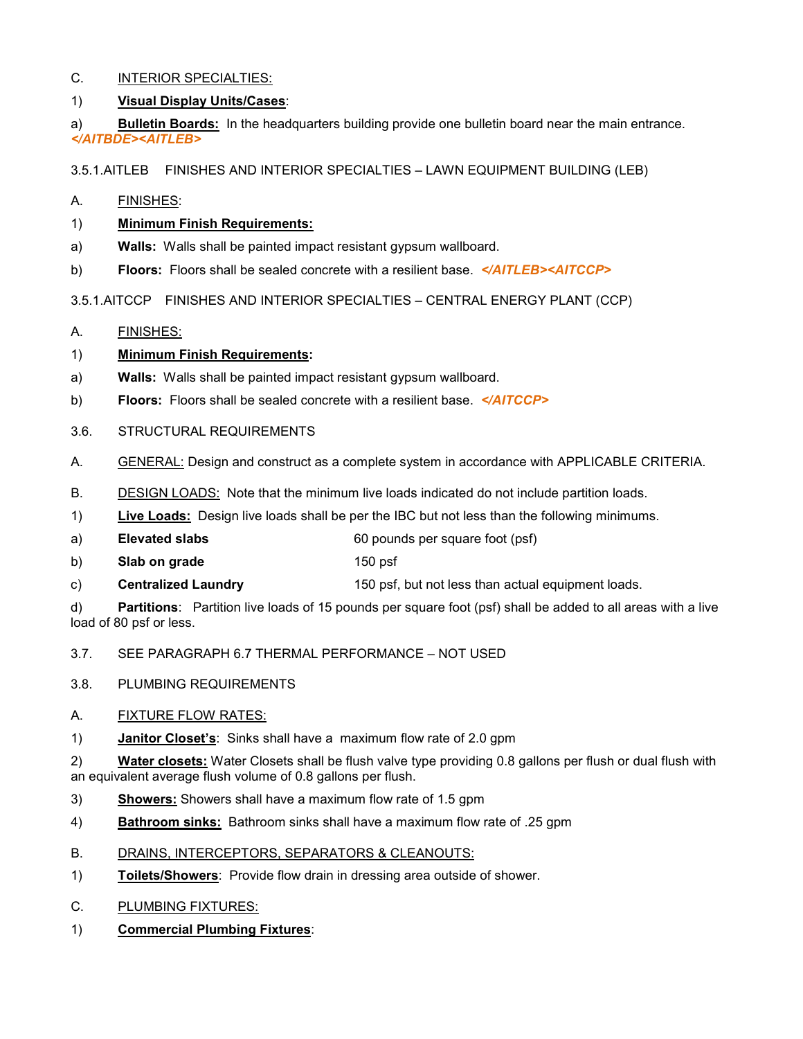C. INTERIOR SPECIALTIES:

1) **Visual Display Units/Cases**:

a) **Bulletin Boards:** In the headquarters building provide one bulletin board near the main entrance. *</AITBDE><AITLEB>*

3.5.1.AITLEB FINISHES AND INTERIOR SPECIALTIES – LAWN EQUIPMENT BUILDING (LEB)

A. FINISHES:

1) **Minimum Finish Requirements:**

a) **Walls:** Walls shall be painted impact resistant gypsum wallboard.

b) **Floors:** Floors shall be sealed concrete with a resilient base. *</AITLEB><AITCCP>*

3.5.1.AITCCP FINISHES AND INTERIOR SPECIALTIES – CENTRAL ENERGY PLANT (CCP)

A. FINISHES:

1) **Minimum Finish Requirements:**

a) **Walls:** Walls shall be painted impact resistant gypsum wallboard.

b) **Floors:** Floors shall be sealed concrete with a resilient base. *</AITCCP>*

3.6. STRUCTURAL REQUIREMENTS

A. GENERAL: Design and construct as a complete system in accordance with APPLICABLE CRITERIA.

B. DESIGN LOADS: Note that the minimum live loads indicated do not include partition loads.

1) **Live Loads:** Design live loads shall be per the IBC but not less than the following minimums.

a) **Elevated slabs** 60 pounds per square foot (psf)

b) **Slab on grade** 150 psf

c) **Centralized Laundry** 150 psf, but not less than actual equipment loads.

d) **Partitions**: Partition live loads of 15 pounds per square foot (psf) shall be added to all areas with a live load of 80 psf or less.

3.7. SEE PARAGRAPH 6.7 THERMAL PERFORMANCE – NOT USED

3.8. PLUMBING REQUIREMENTS

A. FIXTURE FLOW RATES:

1) **Janitor Closet's**: Sinks shall have a maximum flow rate of 2.0 gpm

2) **Water closets:** Water Closets shall be flush valve type providing 0.8 gallons per flush or dual flush with an equivalent average flush volume of 0.8 gallons per flush.

3) **Showers:** Showers shall have a maximum flow rate of 1.5 gpm

4) **Bathroom sinks:** Bathroom sinks shall have a maximum flow rate of .25 gpm

B. DRAINS, INTERCEPTORS, SEPARATORS & CLEANOUTS:

1) **Toilets/Showers**: Provide flow drain in dressing area outside of shower.

C. PLUMBING FIXTURES:

1) **Commercial Plumbing Fixtures**: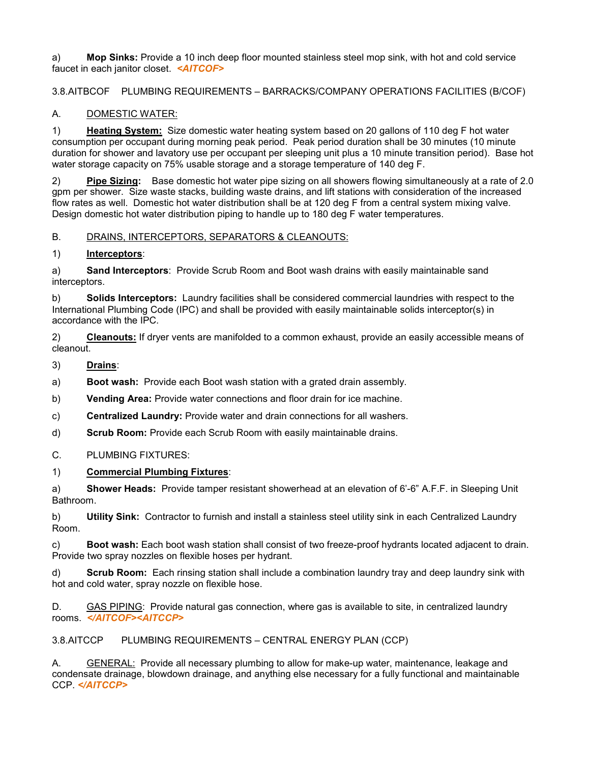a) **Mop Sinks:** Provide a 10 inch deep floor mounted stainless steel mop sink, with hot and cold service faucet in each janitor closet. *<AITCOF>*

3.8.AITBCOF PLUMBING REQUIREMENTS – BARRACKS/COMPANY OPERATIONS FACILITIES (B/COF)

A. DOMESTIC WATER:

1) **Heating System:** Size domestic water heating system based on 20 gallons of 110 deg F hot water consumption per occupant during morning peak period. Peak period duration shall be 30 minutes (10 minute duration for shower and lavatory use per occupant per sleeping unit plus a 10 minute transition period). Base hot water storage capacity on 75% usable storage and a storage temperature of 140 deg F.

2) **Pipe Sizing:** Base domestic hot water pipe sizing on all showers flowing simultaneously at a rate of 2.0 gpm per shower. Size waste stacks, building waste drains, and lift stations with consideration of the increased flow rates as well. Domestic hot water distribution shall be at 120 deg F from a central system mixing valve. Design domestic hot water distribution piping to handle up to 180 deg F water temperatures.

B. DRAINS, INTERCEPTORS, SEPARATORS & CLEANOUTS:

1) **Interceptors**:

a) **Sand Interceptors**: Provide Scrub Room and Boot wash drains with easily maintainable sand interceptors.

b) **Solids Interceptors:** Laundry facilities shall be considered commercial laundries with respect to the International Plumbing Code (IPC) and shall be provided with easily maintainable solids interceptor(s) in accordance with the IPC.

2) **Cleanouts:** If dryer vents are manifolded to a common exhaust, provide an easily accessible means of cleanout.

3) **Drains**:

a) **Boot wash:** Provide each Boot wash station with a grated drain assembly.

b) **Vending Area:** Provide water connections and floor drain for ice machine.

c) **Centralized Laundry:** Provide water and drain connections for all washers.

d) **Scrub Room:** Provide each Scrub Room with easily maintainable drains.

C. PLUMBING FIXTURES:

1) **Commercial Plumbing Fixtures**:

a) **Shower Heads:** Provide tamper resistant showerhead at an elevation of 6'-6" A.F.F. in Sleeping Unit Bathroom.

b) **Utility Sink:** Contractor to furnish and install a stainless steel utility sink in each Centralized Laundry Room.

c) **Boot wash:** Each boot wash station shall consist of two freeze-proof hydrants located adjacent to drain. Provide two spray nozzles on flexible hoses per hydrant.

d) **Scrub Room:** Each rinsing station shall include a combination laundry tray and deep laundry sink with hot and cold water, spray nozzle on flexible hose.

D. GAS PIPING: Provide natural gas connection, where gas is available to site, in centralized laundry rooms. *</AITCOF><AITCCP>*

3.8.AITCCP PLUMBING REQUIREMENTS – CENTRAL ENERGY PLAN (CCP)

A. GENERAL: Provide all necessary plumbing to allow for make-up water, maintenance, leakage and condensate drainage, blowdown drainage, and anything else necessary for a fully functional and maintainable CCP. *</AITCCP>*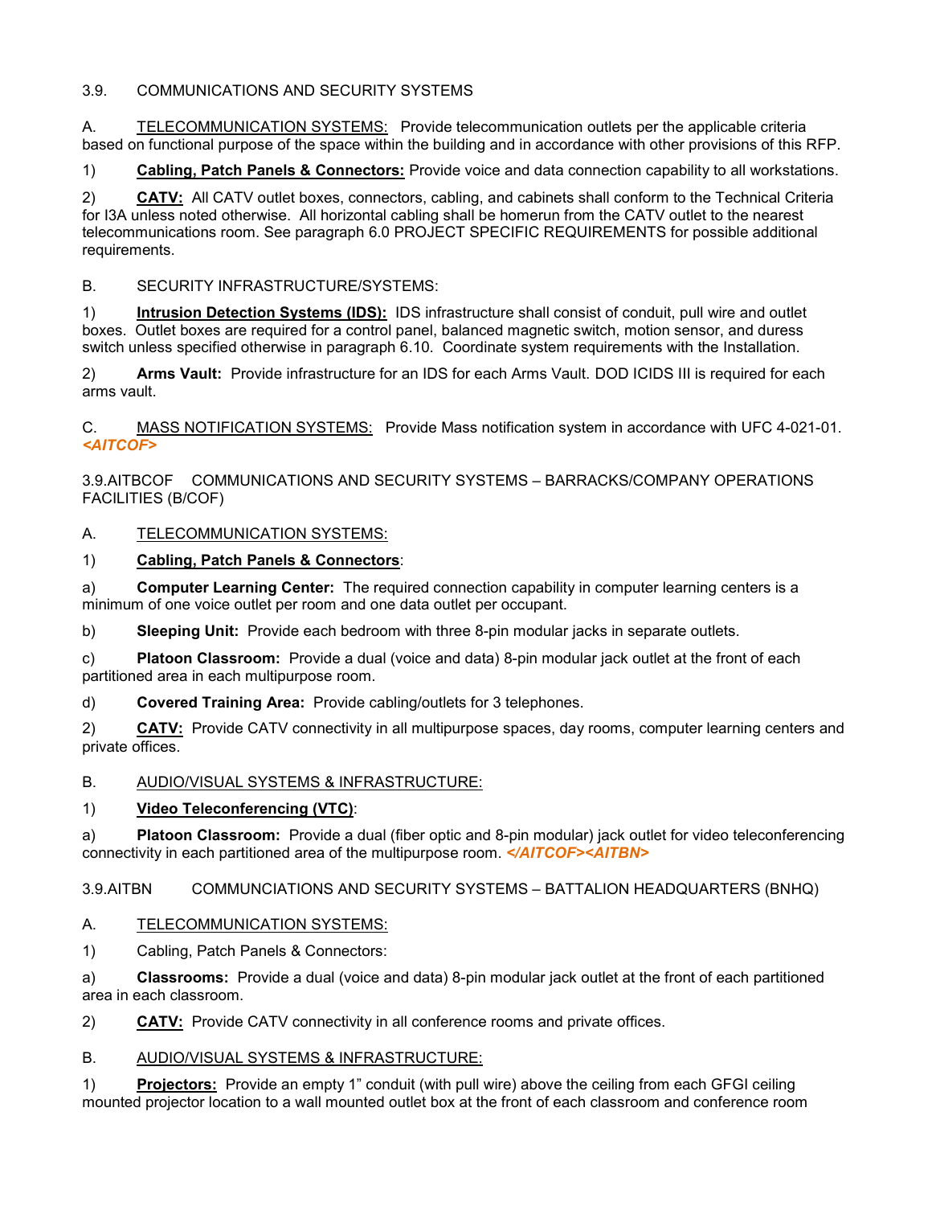3.9. COMMUNICATIONS AND SECURITY SYSTEMS

A. <u>TELECOMMUNICATION SYSTEMS:</u> Provide telecommunication outlets per the applicable criteria based on functional purpose of the space within the building and in accordance with other provisions of this RFP.

1) **<u>Cabling, Patch Panels & Connectors:</u>** Provide voice and data connection capability to all workstations.

2) **<u>CATV:</u>** All CATV outlet boxes, connectors, cabling, and cabinets shall conform to the Technical Criteria for I3A unless noted otherwise. All horizontal cabling shall be homerun from the CATV outlet to the nearest telecommunications room. See paragraph 6.0 PROJECT SPECIFIC REQUIREMENTS for possible additional requirements.

B. SECURITY INFRASTRUCTURE/SYSTEMS:

1) **<u>Intrusion Detection Systems (IDS):</u>** IDS infrastructure shall consist of conduit, pull wire and outlet boxes. Outlet boxes are required for a control panel, balanced magnetic switch, motion sensor, and duress switch unless specified otherwise in paragraph 6.10. Coordinate system requirements with the Installation.

2) **Arms Vault:** Provide infrastructure for an IDS for each Arms Vault. DOD ICIDS III is required for each arms vault.

C. <u>MASS NOTIFICATION SYSTEMS:</u> Provide Mass notification system in accordance with UFC 4-021-01. ***<AITCOF>***

3.9.AITBCOF COMMUNICATIONS AND SECURITY SYSTEMS – BARRACKS/COMPANY OPERATIONS FACILITIES (B/COF)

A. <u>TELECOMMUNICATION SYSTEMS:</u>

1) **<u>Cabling, Patch Panels & Connectors</u>**:

a) **Computer Learning Center:** The required connection capability in computer learning centers is a minimum of one voice outlet per room and one data outlet per occupant.

b) **Sleeping Unit:** Provide each bedroom with three 8-pin modular jacks in separate outlets.

c) **Platoon Classroom:** Provide a dual (voice and data) 8-pin modular jack outlet at the front of each partitioned area in each multipurpose room.

d) **Covered Training Area:** Provide cabling/outlets for 3 telephones.

2) **<u>CATV:</u>** Provide CATV connectivity in all multipurpose spaces, day rooms, computer learning centers and private offices.

B. <u>AUDIO/VISUAL SYSTEMS & INFRASTRUCTURE:</u>

1) **<u>Video Teleconferencing (VTC)</u>**:

a) **Platoon Classroom:** Provide a dual (fiber optic and 8-pin modular) jack outlet for video teleconferencing connectivity in each partitioned area of the multipurpose room. ***</AITCOF><AITBN>***

3.9.AITBN COMMUNCIATIONS AND SECURITY SYSTEMS – BATTALION HEADQUARTERS (BNHQ)

A. <u>TELECOMMUNICATION SYSTEMS:</u>

1) Cabling, Patch Panels & Connectors:

a) **Classrooms:** Provide a dual (voice and data) 8-pin modular jack outlet at the front of each partitioned area in each classroom.

2) **<u>CATV:</u>** Provide CATV connectivity in all conference rooms and private offices.

B. <u>AUDIO/VISUAL SYSTEMS & INFRASTRUCTURE:</u>

1) **<u>Projectors:</u>** Provide an empty 1" conduit (with pull wire) above the ceiling from each GFGI ceiling mounted projector location to a wall mounted outlet box at the front of each classroom and conference room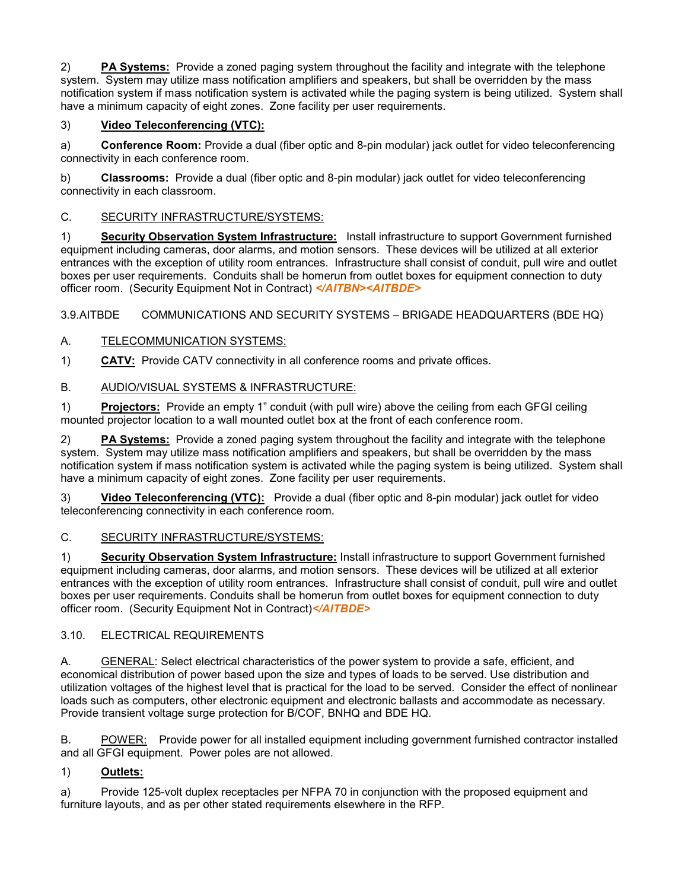2) **PA Systems:** Provide a zoned paging system throughout the facility and integrate with the telephone system. System may utilize mass notification amplifiers and speakers, but shall be overridden by the mass notification system if mass notification system is activated while the paging system is being utilized. System shall have a minimum capacity of eight zones. Zone facility per user requirements.

3) **Video Teleconferencing (VTC):**

a) **Conference Room:** Provide a dual (fiber optic and 8-pin modular) jack outlet for video teleconferencing connectivity in each conference room.

b) **Classrooms:** Provide a dual (fiber optic and 8-pin modular) jack outlet for video teleconferencing connectivity in each classroom.

C. SECURITY INFRASTRUCTURE/SYSTEMS:

1) **Security Observation System Infrastructure:** Install infrastructure to support Government furnished equipment including cameras, door alarms, and motion sensors. These devices will be utilized at all exterior entrances with the exception of utility room entrances. Infrastructure shall consist of conduit, pull wire and outlet boxes per user requirements. Conduits shall be homerun from outlet boxes for equipment connection to duty officer room. (Security Equipment Not in Contract) ***</AITBN><AITBDE>***

3.9.AITBDE COMMUNICATIONS AND SECURITY SYSTEMS – BRIGADE HEADQUARTERS (BDE HQ)

A. TELECOMMUNICATION SYSTEMS:

1) **CATV:** Provide CATV connectivity in all conference rooms and private offices.

B. AUDIO/VISUAL SYSTEMS & INFRASTRUCTURE:

1) **Projectors:** Provide an empty 1" conduit (with pull wire) above the ceiling from each GFGI ceiling mounted projector location to a wall mounted outlet box at the front of each conference room.

2) **PA Systems:** Provide a zoned paging system throughout the facility and integrate with the telephone system. System may utilize mass notification amplifiers and speakers, but shall be overridden by the mass notification system if mass notification system is activated while the paging system is being utilized. System shall have a minimum capacity of eight zones. Zone facility per user requirements.

3) **Video Teleconferencing (VTC):** Provide a dual (fiber optic and 8-pin modular) jack outlet for video teleconferencing connectivity in each conference room.

C. SECURITY INFRASTRUCTURE/SYSTEMS:

1) **Security Observation System Infrastructure:** Install infrastructure to support Government furnished equipment including cameras, door alarms, and motion sensors. These devices will be utilized at all exterior entrances with the exception of utility room entrances. Infrastructure shall consist of conduit, pull wire and outlet boxes per user requirements. Conduits shall be homerun from outlet boxes for equipment connection to duty officer room. (Security Equipment Not in Contract)***</AITBDE>***

3.10. ELECTRICAL REQUIREMENTS

A. GENERAL: Select electrical characteristics of the power system to provide a safe, efficient, and economical distribution of power based upon the size and types of loads to be served. Use distribution and utilization voltages of the highest level that is practical for the load to be served. Consider the effect of nonlinear loads such as computers, other electronic equipment and electronic ballasts and accommodate as necessary. Provide transient voltage surge protection for B/COF, BNHQ and BDE HQ.

B. POWER: Provide power for all installed equipment including government furnished contractor installed and all GFGI equipment. Power poles are not allowed.

1) **Outlets:**

a) Provide 125-volt duplex receptacles per NFPA 70 in conjunction with the proposed equipment and furniture layouts, and as per other stated requirements elsewhere in the RFP.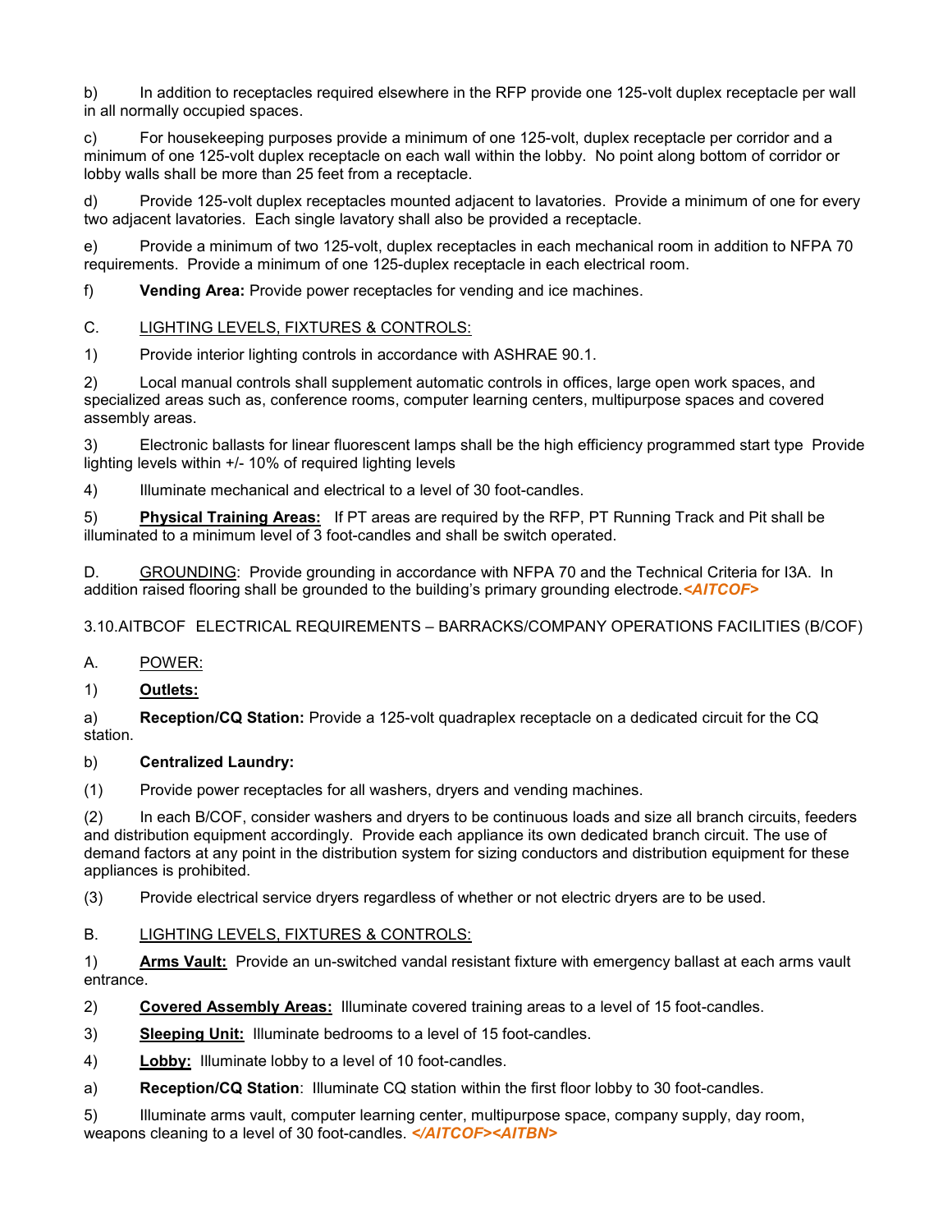b) In addition to receptacles required elsewhere in the RFP provide one 125-volt duplex receptacle per wall in all normally occupied spaces.

c) For housekeeping purposes provide a minimum of one 125-volt, duplex receptacle per corridor and a minimum of one 125-volt duplex receptacle on each wall within the lobby. No point along bottom of corridor or lobby walls shall be more than 25 feet from a receptacle.

d) Provide 125-volt duplex receptacles mounted adjacent to lavatories. Provide a minimum of one for every two adjacent lavatories. Each single lavatory shall also be provided a receptacle.

e) Provide a minimum of two 125-volt, duplex receptacles in each mechanical room in addition to NFPA 70 requirements. Provide a minimum of one 125-duplex receptacle in each electrical room.

f) **Vending Area:** Provide power receptacles for vending and ice machines.

C. LIGHTING LEVELS, FIXTURES & CONTROLS:

1) Provide interior lighting controls in accordance with ASHRAE 90.1.

2) Local manual controls shall supplement automatic controls in offices, large open work spaces, and specialized areas such as, conference rooms, computer learning centers, multipurpose spaces and covered assembly areas.

3) Electronic ballasts for linear fluorescent lamps shall be the high efficiency programmed start type Provide lighting levels within +/- 10% of required lighting levels

4) Illuminate mechanical and electrical to a level of 30 foot-candles.

5) **Physical Training Areas:** If PT areas are required by the RFP, PT Running Track and Pit shall be illuminated to a minimum level of 3 foot-candles and shall be switch operated.

D. GROUNDING: Provide grounding in accordance with NFPA 70 and the Technical Criteria for I3A. In addition raised flooring shall be grounded to the building's primary grounding electrode.*<AITCOF>*

3.10.AITBCOF ELECTRICAL REQUIREMENTS – BARRACKS/COMPANY OPERATIONS FACILITIES (B/COF)

A. POWER:

1) **Outlets:**

a) **Reception/CQ Station:** Provide a 125-volt quadraplex receptacle on a dedicated circuit for the CQ station.

b) **Centralized Laundry:**

(1) Provide power receptacles for all washers, dryers and vending machines.

(2) In each B/COF, consider washers and dryers to be continuous loads and size all branch circuits, feeders and distribution equipment accordingly. Provide each appliance its own dedicated branch circuit. The use of demand factors at any point in the distribution system for sizing conductors and distribution equipment for these appliances is prohibited.

(3) Provide electrical service dryers regardless of whether or not electric dryers are to be used.

B. LIGHTING LEVELS, FIXTURES & CONTROLS:

1) **Arms Vault:** Provide an un-switched vandal resistant fixture with emergency ballast at each arms vault entrance.

2) **Covered Assembly Areas:** Illuminate covered training areas to a level of 15 foot-candles.

3) **Sleeping Unit:** Illuminate bedrooms to a level of 15 foot-candles.

4) **Lobby:** Illuminate lobby to a level of 10 foot-candles.

a) **Reception/CQ Station**: Illuminate CQ station within the first floor lobby to 30 foot-candles.

5) Illuminate arms vault, computer learning center, multipurpose space, company supply, day room, weapons cleaning to a level of 30 foot-candles. *</AITCOF><AITBN>*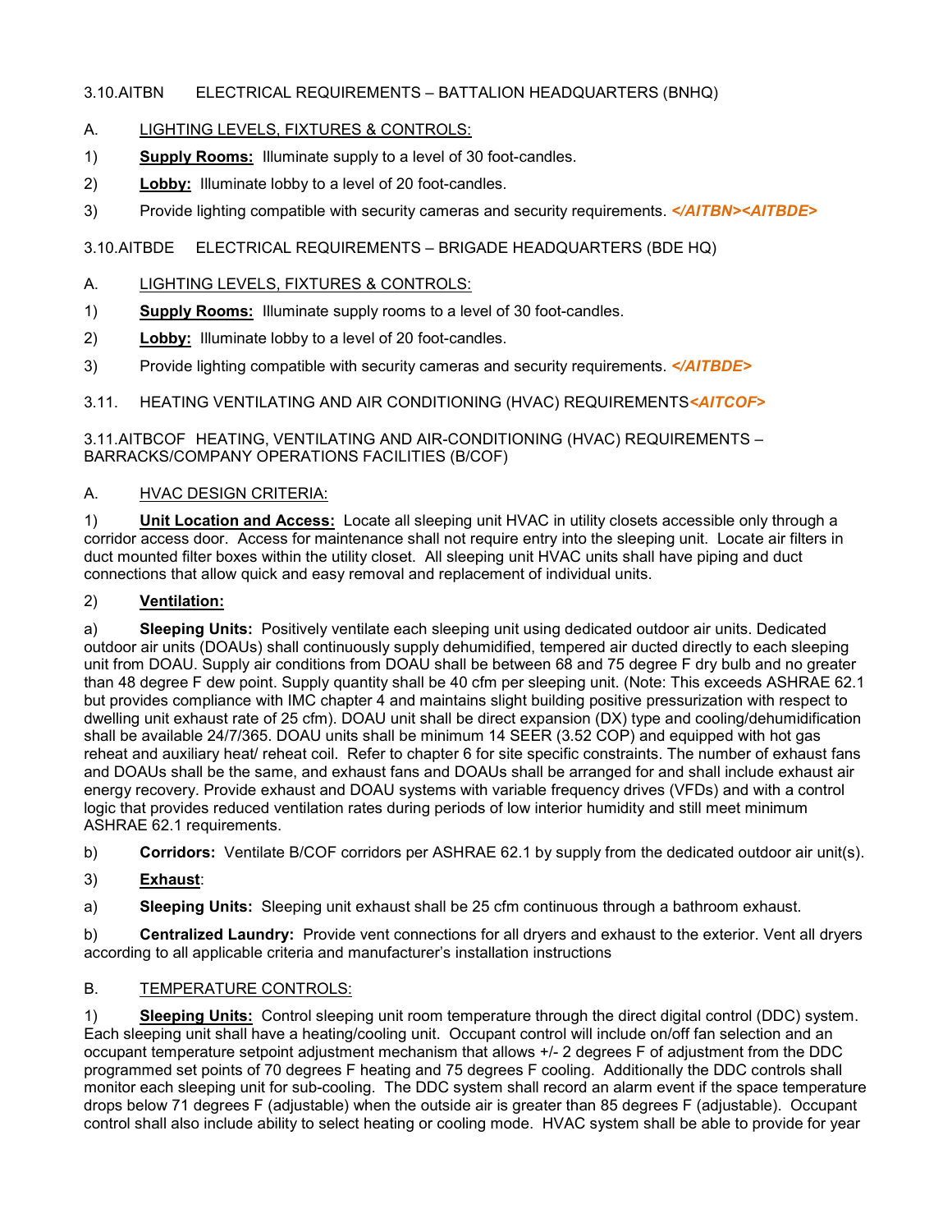3.10.AITBN ELECTRICAL REQUIREMENTS – BATTALION HEADQUARTERS (BNHQ)

A. LIGHTING LEVELS, FIXTURES & CONTROLS:

1) **Supply Rooms:** Illuminate supply to a level of 30 foot-candles.

2) **Lobby:** Illuminate lobby to a level of 20 foot-candles.

3) Provide lighting compatible with security cameras and security requirements. ***</AITBN><AITBDE>***

3.10.AITBDE ELECTRICAL REQUIREMENTS – BRIGADE HEADQUARTERS (BDE HQ)

A. LIGHTING LEVELS, FIXTURES & CONTROLS:

1) **Supply Rooms:** Illuminate supply rooms to a level of 30 foot-candles.

2) **Lobby:** Illuminate lobby to a level of 20 foot-candles.

3) Provide lighting compatible with security cameras and security requirements. ***</AITBDE>***

3.11. HEATING VENTILATING AND AIR CONDITIONING (HVAC) REQUIREMENTS***<AITCOF>***

3.11.AITBCOF HEATING, VENTILATING AND AIR-CONDITIONING (HVAC) REQUIREMENTS – BARRACKS/COMPANY OPERATIONS FACILITIES (B/COF)

A. HVAC DESIGN CRITERIA:

1) **Unit Location and Access:** Locate all sleeping unit HVAC in utility closets accessible only through a corridor access door. Access for maintenance shall not require entry into the sleeping unit. Locate air filters in duct mounted filter boxes within the utility closet. All sleeping unit HVAC units shall have piping and duct connections that allow quick and easy removal and replacement of individual units.

2) **Ventilation:**

a) **Sleeping Units:** Positively ventilate each sleeping unit using dedicated outdoor air units. Dedicated outdoor air units (DOAUs) shall continuously supply dehumidified, tempered air ducted directly to each sleeping unit from DOAU. Supply air conditions from DOAU shall be between 68 and 75 degree F dry bulb and no greater than 48 degree F dew point. Supply quantity shall be 40 cfm per sleeping unit. (Note: This exceeds ASHRAE 62.1 but provides compliance with IMC chapter 4 and maintains slight building positive pressurization with respect to dwelling unit exhaust rate of 25 cfm). DOAU unit shall be direct expansion (DX) type and cooling/dehumidification shall be available 24/7/365. DOAU units shall be minimum 14 SEER (3.52 COP) and equipped with hot gas reheat and auxiliary heat/ reheat coil. Refer to chapter 6 for site specific constraints. The number of exhaust fans and DOAUs shall be the same, and exhaust fans and DOAUs shall be arranged for and shall include exhaust air energy recovery. Provide exhaust and DOAU systems with variable frequency drives (VFDs) and with a control logic that provides reduced ventilation rates during periods of low interior humidity and still meet minimum ASHRAE 62.1 requirements.

b) **Corridors:** Ventilate B/COF corridors per ASHRAE 62.1 by supply from the dedicated outdoor air unit(s).

3) **Exhaust**:

a) **Sleeping Units:** Sleeping unit exhaust shall be 25 cfm continuous through a bathroom exhaust.

b) **Centralized Laundry:** Provide vent connections for all dryers and exhaust to the exterior. Vent all dryers according to all applicable criteria and manufacturer's installation instructions

B. TEMPERATURE CONTROLS:

1) **Sleeping Units:** Control sleeping unit room temperature through the direct digital control (DDC) system. Each sleeping unit shall have a heating/cooling unit. Occupant control will include on/off fan selection and an occupant temperature setpoint adjustment mechanism that allows +/- 2 degrees F of adjustment from the DDC programmed set points of 70 degrees F heating and 75 degrees F cooling. Additionally the DDC controls shall monitor each sleeping unit for sub-cooling. The DDC system shall record an alarm event if the space temperature drops below 71 degrees F (adjustable) when the outside air is greater than 85 degrees F (adjustable). Occupant control shall also include ability to select heating or cooling mode. HVAC system shall be able to provide for year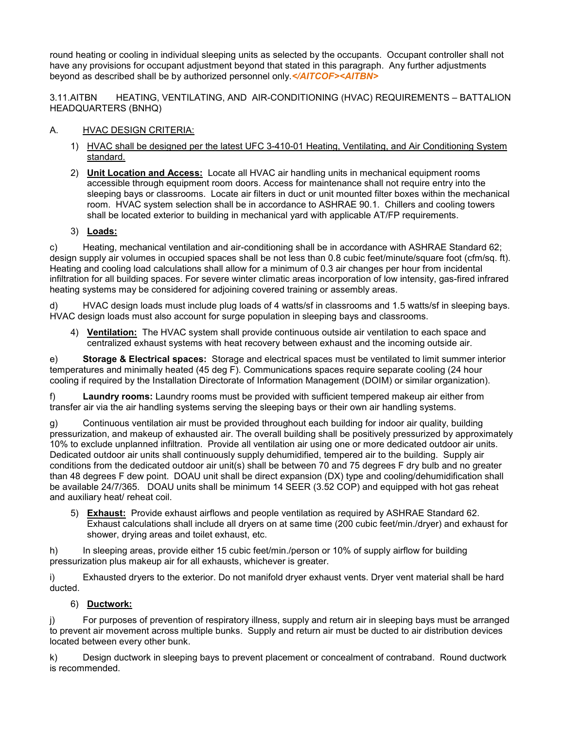round heating or cooling in individual sleeping units as selected by the occupants. Occupant controller shall not have any provisions for occupant adjustment beyond that stated in this paragraph. Any further adjustments beyond as described shall be by authorized personnel only.***</AITCOF><AITBN>***

3.11.AITBN HEATING, VENTILATING, AND AIR-CONDITIONING (HVAC) REQUIREMENTS – BATTALION HEADQUARTERS (BNHQ)

A. HVAC DESIGN CRITERIA:

1) HVAC shall be designed per the latest UFC 3-410-01 Heating, Ventilating, and Air Conditioning System standard.

2) **Unit Location and Access:** Locate all HVAC air handling units in mechanical equipment rooms accessible through equipment room doors. Access for maintenance shall not require entry into the sleeping bays or classrooms. Locate air filters in duct or unit mounted filter boxes within the mechanical room. HVAC system selection shall be in accordance to ASHRAE 90.1. Chillers and cooling towers shall be located exterior to building in mechanical yard with applicable AT/FP requirements.

3) **Loads:**

c) Heating, mechanical ventilation and air-conditioning shall be in accordance with ASHRAE Standard 62; design supply air volumes in occupied spaces shall be not less than 0.8 cubic feet/minute/square foot (cfm/sq. ft). Heating and cooling load calculations shall allow for a minimum of 0.3 air changes per hour from incidental infiltration for all building spaces. For severe winter climatic areas incorporation of low intensity, gas-fired infrared heating systems may be considered for adjoining covered training or assembly areas.

d) HVAC design loads must include plug loads of 4 watts/sf in classrooms and 1.5 watts/sf in sleeping bays. HVAC design loads must also account for surge population in sleeping bays and classrooms.

4) **Ventilation:** The HVAC system shall provide continuous outside air ventilation to each space and centralized exhaust systems with heat recovery between exhaust and the incoming outside air.

e) **Storage & Electrical spaces:** Storage and electrical spaces must be ventilated to limit summer interior temperatures and minimally heated (45 deg F). Communications spaces require separate cooling (24 hour cooling if required by the Installation Directorate of Information Management (DOIM) or similar organization).

f) **Laundry rooms:** Laundry rooms must be provided with sufficient tempered makeup air either from transfer air via the air handling systems serving the sleeping bays or their own air handling systems.

g) Continuous ventilation air must be provided throughout each building for indoor air quality, building pressurization, and makeup of exhausted air. The overall building shall be positively pressurized by approximately 10% to exclude unplanned infiltration. Provide all ventilation air using one or more dedicated outdoor air units. Dedicated outdoor air units shall continuously supply dehumidified, tempered air to the building. Supply air conditions from the dedicated outdoor air unit(s) shall be between 70 and 75 degrees F dry bulb and no greater than 48 degrees F dew point. DOAU unit shall be direct expansion (DX) type and cooling/dehumidification shall be available 24/7/365. DOAU units shall be minimum 14 SEER (3.52 COP) and equipped with hot gas reheat and auxiliary heat/ reheat coil.

5) **Exhaust:** Provide exhaust airflows and people ventilation as required by ASHRAE Standard 62. Exhaust calculations shall include all dryers on at same time (200 cubic feet/min./dryer) and exhaust for shower, drying areas and toilet exhaust, etc.

h) In sleeping areas, provide either 15 cubic feet/min./person or 10% of supply airflow for building pressurization plus makeup air for all exhausts, whichever is greater.

i) Exhausted dryers to the exterior. Do not manifold dryer exhaust vents. Dryer vent material shall be hard ducted.

6) **Ductwork:**

j) For purposes of prevention of respiratory illness, supply and return air in sleeping bays must be arranged to prevent air movement across multiple bunks. Supply and return air must be ducted to air distribution devices located between every other bunk.

k) Design ductwork in sleeping bays to prevent placement or concealment of contraband. Round ductwork is recommended.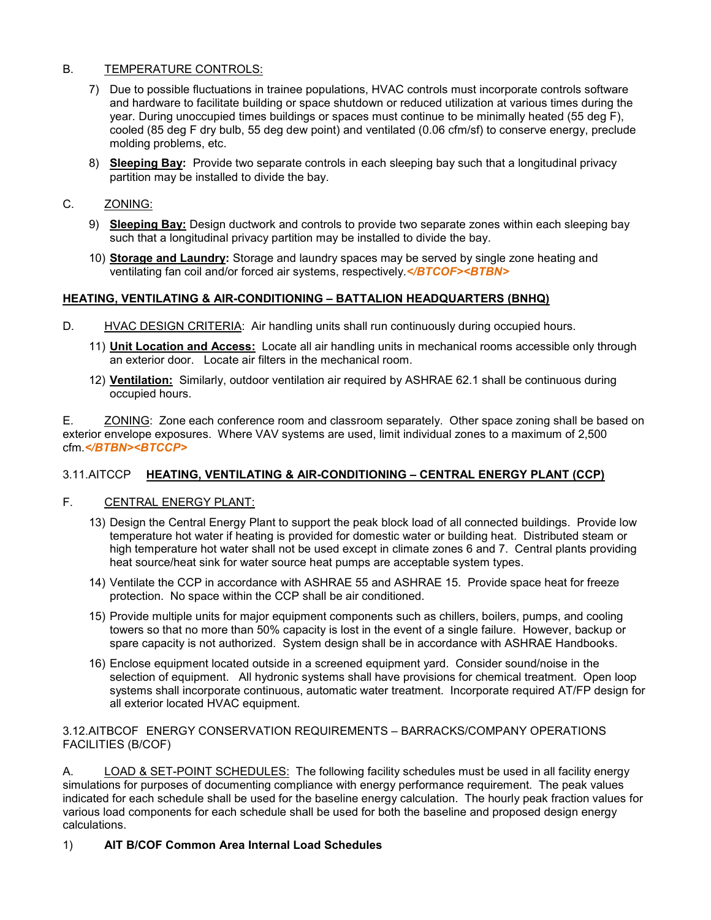B. TEMPERATURE CONTROLS:

7) Due to possible fluctuations in trainee populations, HVAC controls must incorporate controls software and hardware to facilitate building or space shutdown or reduced utilization at various times during the year. During unoccupied times buildings or spaces must continue to be minimally heated (55 deg F), cooled (85 deg F dry bulb, 55 deg dew point) and ventilated (0.06 cfm/sf) to conserve energy, preclude molding problems, etc.

8) **Sleeping Bay:** Provide two separate controls in each sleeping bay such that a longitudinal privacy partition may be installed to divide the bay.

C. ZONING:

9) **Sleeping Bay:** Design ductwork and controls to provide two separate zones within each sleeping bay such that a longitudinal privacy partition may be installed to divide the bay.

10) **Storage and Laundry:** Storage and laundry spaces may be served by single zone heating and ventilating fan coil and/or forced air systems, respectively.*</BTCOF><BTBN>*

**HEATING, VENTILATING & AIR-CONDITIONING – BATTALION HEADQUARTERS (BNHQ)**

D. HVAC DESIGN CRITERIA: Air handling units shall run continuously during occupied hours.

11) **Unit Location and Access:** Locate all air handling units in mechanical rooms accessible only through an exterior door. Locate air filters in the mechanical room.

12) **Ventilation:** Similarly, outdoor ventilation air required by ASHRAE 62.1 shall be continuous during occupied hours.

E. ZONING: Zone each conference room and classroom separately. Other space zoning shall be based on exterior envelope exposures. Where VAV systems are used, limit individual zones to a maximum of 2,500 cfm.*</BTBN><BTCCP>*

3.11.AITCCP **HEATING, VENTILATING & AIR-CONDITIONING – CENTRAL ENERGY PLANT (CCP)**

F. CENTRAL ENERGY PLANT:

13) Design the Central Energy Plant to support the peak block load of all connected buildings. Provide low temperature hot water if heating is provided for domestic water or building heat. Distributed steam or high temperature hot water shall not be used except in climate zones 6 and 7. Central plants providing heat source/heat sink for water source heat pumps are acceptable system types.

14) Ventilate the CCP in accordance with ASHRAE 55 and ASHRAE 15. Provide space heat for freeze protection. No space within the CCP shall be air conditioned.

15) Provide multiple units for major equipment components such as chillers, boilers, pumps, and cooling towers so that no more than 50% capacity is lost in the event of a single failure. However, backup or spare capacity is not authorized. System design shall be in accordance with ASHRAE Handbooks.

16) Enclose equipment located outside in a screened equipment yard. Consider sound/noise in the selection of equipment. All hydronic systems shall have provisions for chemical treatment. Open loop systems shall incorporate continuous, automatic water treatment. Incorporate required AT/FP design for all exterior located HVAC equipment.

3.12.AITBCOF ENERGY CONSERVATION REQUIREMENTS – BARRACKS/COMPANY OPERATIONS FACILITIES (B/COF)

A. LOAD & SET-POINT SCHEDULES: The following facility schedules must be used in all facility energy simulations for purposes of documenting compliance with energy performance requirement. The peak values indicated for each schedule shall be used for the baseline energy calculation. The hourly peak fraction values for various load components for each schedule shall be used for both the baseline and proposed design energy calculations.

1) **AIT B/COF Common Area Internal Load Schedules**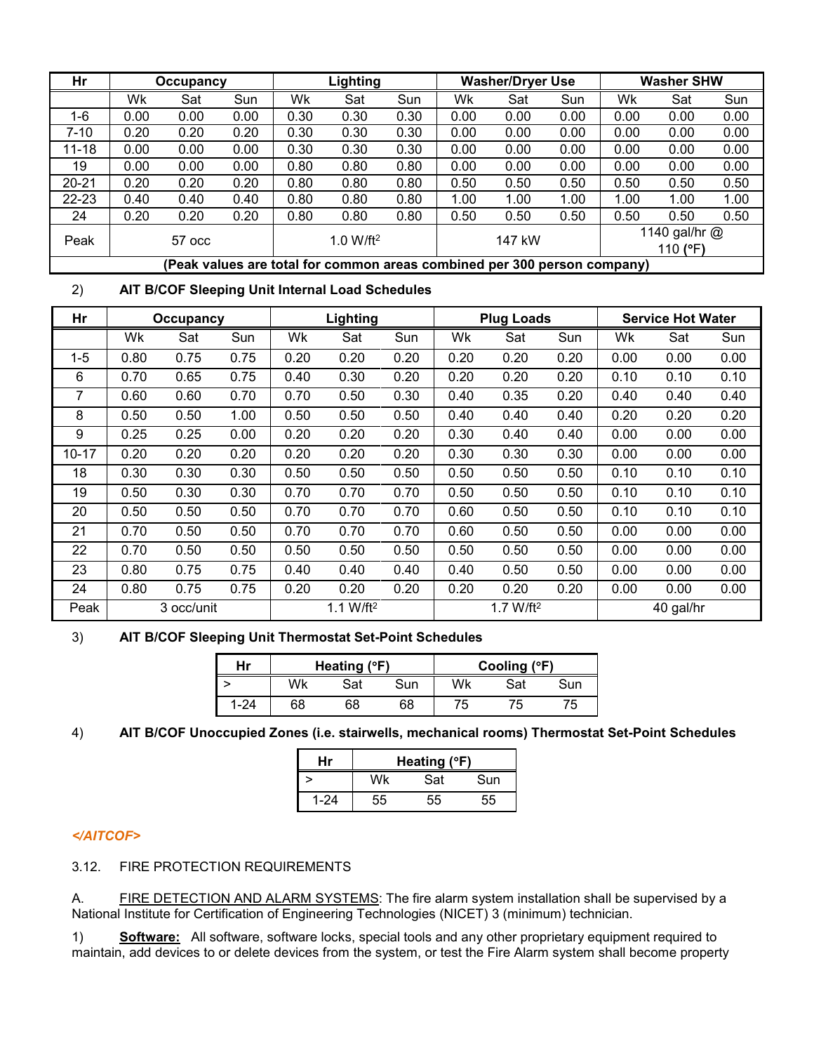| Hr | Occupancy | | | Lighting | | | Washer/Dryer Use | | | Washer SHW | | |
|---|---|---|---|---|---|---|---|---|---|---|---|---|
| | Wk | Sat | Sun | Wk | Sat | Sun | Wk | Sat | Sun | Wk | Sat | Sun |
| 1-6 | 0.00 | 0.00 | 0.00 | 0.30 | 0.30 | 0.30 | 0.00 | 0.00 | 0.00 | 0.00 | 0.00 | 0.00 |
| 7-10 | 0.20 | 0.20 | 0.20 | 0.30 | 0.30 | 0.30 | 0.00 | 0.00 | 0.00 | 0.00 | 0.00 | 0.00 |
| 11-18 | 0.00 | 0.00 | 0.00 | 0.30 | 0.30 | 0.30 | 0.00 | 0.00 | 0.00 | 0.00 | 0.00 | 0.00 |
| 19 | 0.00 | 0.00 | 0.00 | 0.80 | 0.80 | 0.80 | 0.00 | 0.00 | 0.00 | 0.00 | 0.00 | 0.00 |
| 20-21 | 0.20 | 0.20 | 0.20 | 0.80 | 0.80 | 0.80 | 0.50 | 0.50 | 0.50 | 0.50 | 0.50 | 0.50 |
| 22-23 | 0.40 | 0.40 | 0.40 | 0.80 | 0.80 | 0.80 | 1.00 | 1.00 | 1.00 | 1.00 | 1.00 | 1.00 |
| 24 | 0.20 | 0.20 | 0.20 | 0.80 | 0.80 | 0.80 | 0.50 | 0.50 | 0.50 | 0.50 | 0.50 | 0.50 |
| Peak | 57 occ | | | 1.0 W/ft² | | | 147 kW | | | 1140 gal/hr @ 110 (°F) | | |
| **(Peak values are total for common areas combined per 300 person company)** | | | | | | | | | | | | |

2) **AIT B/COF Sleeping Unit Internal Load Schedules**

| Hr | Occupancy | | | Lighting | | | Plug Loads | | | Service Hot Water | | |
|---|---|---|---|---|---|---|---|---|---|---|---|---|
| | Wk | Sat | Sun | Wk | Sat | Sun | Wk | Sat | Sun | Wk | Sat | Sun |
| 1-5 | 0.80 | 0.75 | 0.75 | 0.20 | 0.20 | 0.20 | 0.20 | 0.20 | 0.20 | 0.00 | 0.00 | 0.00 |
| 6 | 0.70 | 0.65 | 0.75 | 0.40 | 0.30 | 0.20 | 0.20 | 0.20 | 0.20 | 0.10 | 0.10 | 0.10 |
| 7 | 0.60 | 0.60 | 0.70 | 0.70 | 0.50 | 0.30 | 0.40 | 0.35 | 0.20 | 0.40 | 0.40 | 0.40 |
| 8 | 0.50 | 0.50 | 1.00 | 0.50 | 0.50 | 0.50 | 0.40 | 0.40 | 0.40 | 0.20 | 0.20 | 0.20 |
| 9 | 0.25 | 0.25 | 0.00 | 0.20 | 0.20 | 0.20 | 0.30 | 0.40 | 0.40 | 0.00 | 0.00 | 0.00 |
| 10-17 | 0.20 | 0.20 | 0.20 | 0.20 | 0.20 | 0.20 | 0.30 | 0.30 | 0.30 | 0.00 | 0.00 | 0.00 |
| 18 | 0.30 | 0.30 | 0.30 | 0.50 | 0.50 | 0.50 | 0.50 | 0.50 | 0.50 | 0.10 | 0.10 | 0.10 |
| 19 | 0.50 | 0.30 | 0.30 | 0.70 | 0.70 | 0.70 | 0.50 | 0.50 | 0.50 | 0.10 | 0.10 | 0.10 |
| 20 | 0.50 | 0.50 | 0.50 | 0.70 | 0.70 | 0.70 | 0.60 | 0.50 | 0.50 | 0.10 | 0.10 | 0.10 |
| 21 | 0.70 | 0.50 | 0.50 | 0.70 | 0.70 | 0.70 | 0.60 | 0.50 | 0.50 | 0.00 | 0.00 | 0.00 |
| 22 | 0.70 | 0.50 | 0.50 | 0.50 | 0.50 | 0.50 | 0.50 | 0.50 | 0.50 | 0.00 | 0.00 | 0.00 |
| 23 | 0.80 | 0.75 | 0.75 | 0.40 | 0.40 | 0.40 | 0.40 | 0.50 | 0.50 | 0.00 | 0.00 | 0.00 |
| 24 | 0.80 | 0.75 | 0.75 | 0.20 | 0.20 | 0.20 | 0.20 | 0.20 | 0.20 | 0.00 | 0.00 | 0.00 |
| Peak | 3 occ/unit | | | 1.1 W/ft² | | | 1.7 W/ft² | | | 40 gal/hr | | |

3) **AIT B/COF Sleeping Unit Thermostat Set-Point Schedules**

| Hr | Heating (°F) | | | Cooling (°F) | | |
|---|---|---|---|---|---|---|
| > | Wk | Sat | Sun | Wk | Sat | Sun |
| 1-24 | 68 | 68 | 68 | 75 | 75 | 75 |

4) **AIT B/COF Unoccupied Zones (i.e. stairwells, mechanical rooms) Thermostat Set-Point Schedules**

| Hr | Heating (°F) | | |
|---|---|---|---|
| > | Wk | Sat | Sun |
| 1-24 | 55 | 55 | 55 |

***</AITCOF>***

3.12. FIRE PROTECTION REQUIREMENTS

A. FIRE DETECTION AND ALARM SYSTEMS: The fire alarm system installation shall be supervised by a National Institute for Certification of Engineering Technologies (NICET) 3 (minimum) technician.

1) **Software:** All software, software locks, special tools and any other proprietary equipment required to maintain, add devices to or delete devices from the system, or test the Fire Alarm system shall become property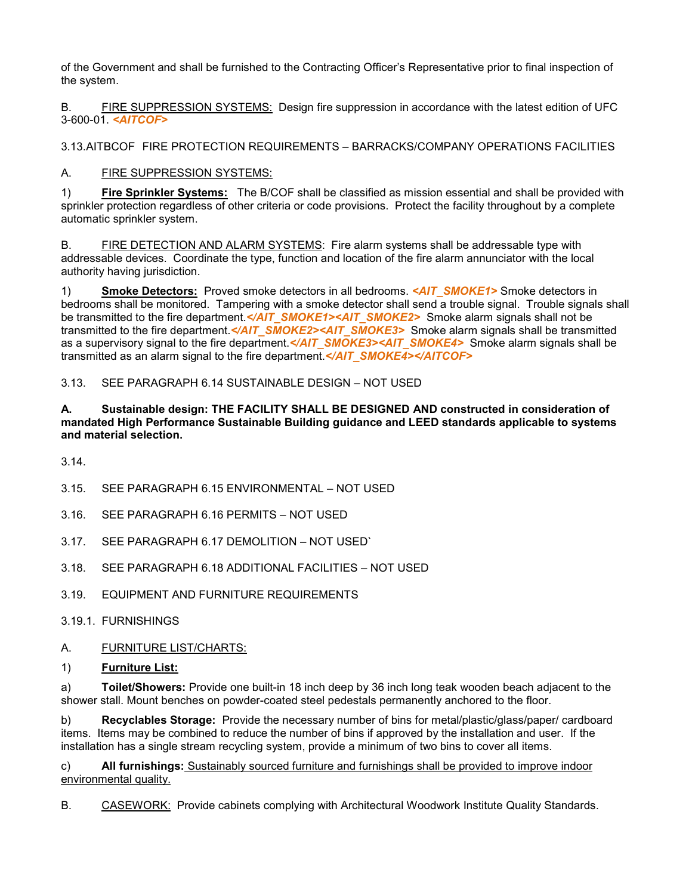of the Government and shall be furnished to the Contracting Officer's Representative prior to final inspection of the system.

B. FIRE SUPPRESSION SYSTEMS: Design fire suppression in accordance with the latest edition of UFC 3-600-01. ***<AITCOF>***

3.13.AITBCOF FIRE PROTECTION REQUIREMENTS – BARRACKS/COMPANY OPERATIONS FACILITIES

A. FIRE SUPPRESSION SYSTEMS:

1) **Fire Sprinkler Systems:** The B/COF shall be classified as mission essential and shall be provided with sprinkler protection regardless of other criteria or code provisions. Protect the facility throughout by a complete automatic sprinkler system.

B. FIRE DETECTION AND ALARM SYSTEMS: Fire alarm systems shall be addressable type with addressable devices. Coordinate the type, function and location of the fire alarm annunciator with the local authority having jurisdiction.

1) **Smoke Detectors:** Proved smoke detectors in all bedrooms. ***<AIT_SMOKE1>*** Smoke detectors in bedrooms shall be monitored. Tampering with a smoke detector shall send a trouble signal. Trouble signals shall be transmitted to the fire department.***</AIT_SMOKE1><AIT_SMOKE2>*** Smoke alarm signals shall not be transmitted to the fire department.***</AIT_SMOKE2><AIT_SMOKE3>*** Smoke alarm signals shall be transmitted as a supervisory signal to the fire department.***</AIT_SMOKE3><AIT_SMOKE4>*** Smoke alarm signals shall be transmitted as an alarm signal to the fire department.***</AIT_SMOKE4></AITCOF>***

3.13. SEE PARAGRAPH 6.14 SUSTAINABLE DESIGN – NOT USED

**A. Sustainable design: THE FACILITY SHALL BE DESIGNED AND constructed in consideration of mandated High Performance Sustainable Building guidance and LEED standards applicable to systems and material selection.**

3.14.

3.15. SEE PARAGRAPH 6.15 ENVIRONMENTAL – NOT USED

3.16. SEE PARAGRAPH 6.16 PERMITS – NOT USED

3.17. SEE PARAGRAPH 6.17 DEMOLITION – NOT USED`

3.18. SEE PARAGRAPH 6.18 ADDITIONAL FACILITIES – NOT USED

3.19. EQUIPMENT AND FURNITURE REQUIREMENTS

3.19.1. FURNISHINGS

A. FURNITURE LIST/CHARTS:

1) **Furniture List:**

a) **Toilet/Showers:** Provide one built-in 18 inch deep by 36 inch long teak wooden beach adjacent to the shower stall. Mount benches on powder-coated steel pedestals permanently anchored to the floor.

b) **Recyclables Storage:** Provide the necessary number of bins for metal/plastic/glass/paper/ cardboard items. Items may be combined to reduce the number of bins if approved by the installation and user. If the installation has a single stream recycling system, provide a minimum of two bins to cover all items.

c) **All furnishings:** Sustainably sourced furniture and furnishings shall be provided to improve indoor environmental quality.

B. CASEWORK: Provide cabinets complying with Architectural Woodwork Institute Quality Standards.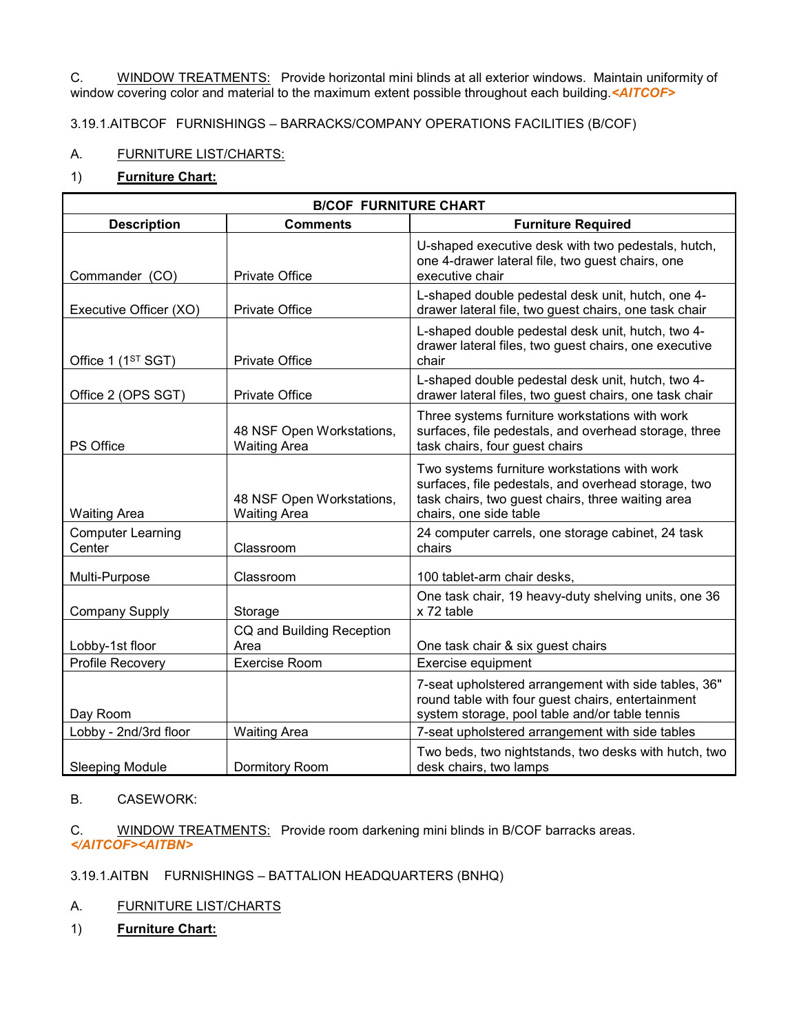C. WINDOW TREATMENTS: Provide horizontal mini blinds at all exterior windows. Maintain uniformity of window covering color and material to the maximum extent possible throughout each building.*<AITCOF>*

3.19.1.AITBCOF FURNISHINGS – BARRACKS/COMPANY OPERATIONS FACILITIES (B/COF)

A. FURNITURE LIST/CHARTS:

1) **Furniture Chart:**

| B/COF FURNITURE CHART | | |
|---|---|---|
| **Description** | **Comments** | **Furniture Required** |
| Commander (CO) | Private Office | U-shaped executive desk with two pedestals, hutch, one 4-drawer lateral file, two guest chairs, one executive chair |
| Executive Officer (XO) | Private Office | L-shaped double pedestal desk unit, hutch, one 4-drawer lateral file, two guest chairs, one task chair |
| Office 1 (1ST SGT) | Private Office | L-shaped double pedestal desk unit, hutch, two 4-drawer lateral files, two guest chairs, one executive chair |
| Office 2 (OPS SGT) | Private Office | L-shaped double pedestal desk unit, hutch, two 4-drawer lateral files, two guest chairs, one task chair |
| PS Office | 48 NSF Open Workstations, Waiting Area | Three systems furniture workstations with work surfaces, file pedestals, and overhead storage, three task chairs, four guest chairs |
| Waiting Area | 48 NSF Open Workstations, Waiting Area | Two systems furniture workstations with work surfaces, file pedestals, and overhead storage, two task chairs, two guest chairs, three waiting area chairs, one side table |
| Computer Learning Center | Classroom | 24 computer carrels, one storage cabinet, 24 task chairs |
| Multi-Purpose | Classroom | 100 tablet-arm chair desks, |
| Company Supply | Storage | One task chair, 19 heavy-duty shelving units, one 36 x 72 table |
| Lobby-1st floor | CQ and Building Reception Area | One task chair & six guest chairs |
| Profile Recovery | Exercise Room | Exercise equipment |
| Day Room | | 7-seat upholstered arrangement with side tables, 36" round table with four guest chairs, entertainment system storage, pool table and/or table tennis |
| Lobby - 2nd/3rd floor | Waiting Area | 7-seat upholstered arrangement with side tables |
| Sleeping Module | Dormitory Room | Two beds, two nightstands, two desks with hutch, two desk chairs, two lamps |

B. CASEWORK:

C. WINDOW TREATMENTS: Provide room darkening mini blinds in B/COF barracks areas.
*</AITCOF><AITBN>*

3.19.1.AITBN FURNISHINGS – BATTALION HEADQUARTERS (BNHQ)

A. FURNITURE LIST/CHARTS

1) **Furniture Chart:**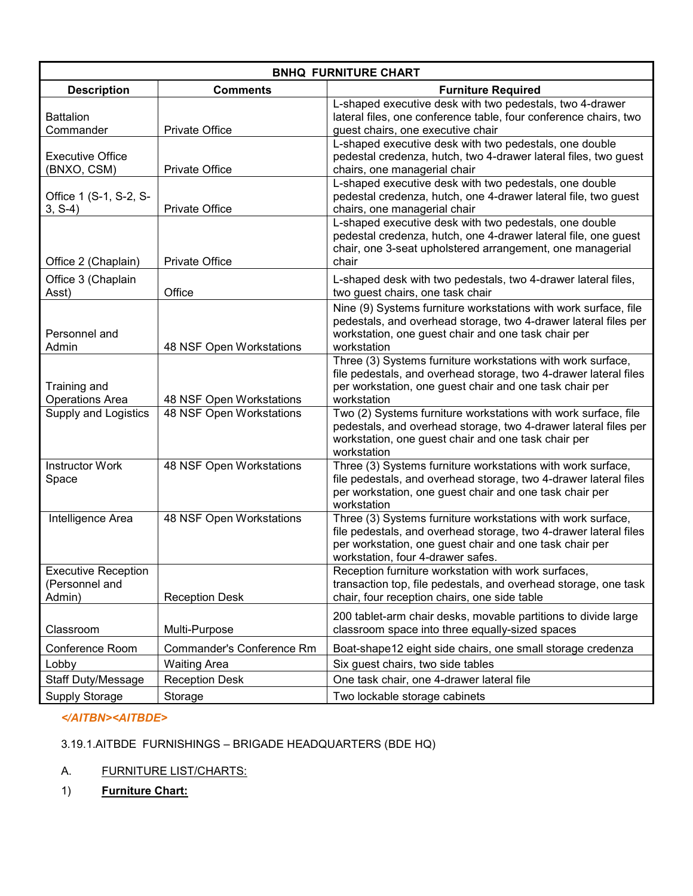| BNHQ FURNITURE CHART | | |
|---|---|---|
| **Description** | **Comments** | **Furniture Required** |
| Battalion Commander | Private Office | L-shaped executive desk with two pedestals, two 4-drawer lateral files, one conference table, four conference chairs, two guest chairs, one executive chair |
| Executive Office (BNXO, CSM) | Private Office | L-shaped executive desk with two pedestals, one double pedestal credenza, hutch, two 4-drawer lateral files, two guest chairs, one managerial chair |
| Office 1 (S-1, S-2, S-3, S-4) | Private Office | L-shaped executive desk with two pedestals, one double pedestal credenza, hutch, one 4-drawer lateral file, two guest chairs, one managerial chair |
| Office 2 (Chaplain) | Private Office | L-shaped executive desk with two pedestals, one double pedestal credenza, hutch, one 4-drawer lateral file, one guest chair, one 3-seat upholstered arrangement, one managerial chair |
| Office 3 (Chaplain Asst) | Office | L-shaped desk with two pedestals, two 4-drawer lateral files, two guest chairs, one task chair |
| Personnel and Admin | 48 NSF Open Workstations | Nine (9) Systems furniture workstations with work surface, file pedestals, and overhead storage, two 4-drawer lateral files per workstation, one guest chair and one task chair per workstation |
| Training and Operations Area | 48 NSF Open Workstations | Three (3) Systems furniture workstations with work surface, file pedestals, and overhead storage, two 4-drawer lateral files per workstation, one guest chair and one task chair per workstation |
| Supply and Logistics | 48 NSF Open Workstations | Two (2) Systems furniture workstations with work surface, file pedestals, and overhead storage, two 4-drawer lateral files per workstation, one guest chair and one task chair per workstation |
| Instructor Work Space | 48 NSF Open Workstations | Three (3) Systems furniture workstations with work surface, file pedestals, and overhead storage, two 4-drawer lateral files per workstation, one guest chair and one task chair per workstation |
| Intelligence Area | 48 NSF Open Workstations | Three (3) Systems furniture workstations with work surface, file pedestals, and overhead storage, two 4-drawer lateral files per workstation, one guest chair and one task chair per workstation, four 4-drawer safes. |
| Executive Reception (Personnel and Admin) | Reception Desk | Reception furniture workstation with work surfaces, transaction top, file pedestals, and overhead storage, one task chair, four reception chairs, one side table |
| Classroom | Multi-Purpose | 200 tablet-arm chair desks, movable partitions to divide large classroom space into three equally-sized spaces |
| Conference Room | Commander's Conference Rm | Boat-shape12 eight side chairs, one small storage credenza |
| Lobby | Waiting Area | Six guest chairs, two side tables |
| Staff Duty/Message | Reception Desk | One task chair, one 4-drawer lateral file |
| Supply Storage | Storage | Two lockable storage cabinets |

*</AITBN><AITBDE>*

3.19.1.AITBDE FURNISHINGS – BRIGADE HEADQUARTERS (BDE HQ)

A. FURNITURE LIST/CHARTS:

1) **Furniture Chart:**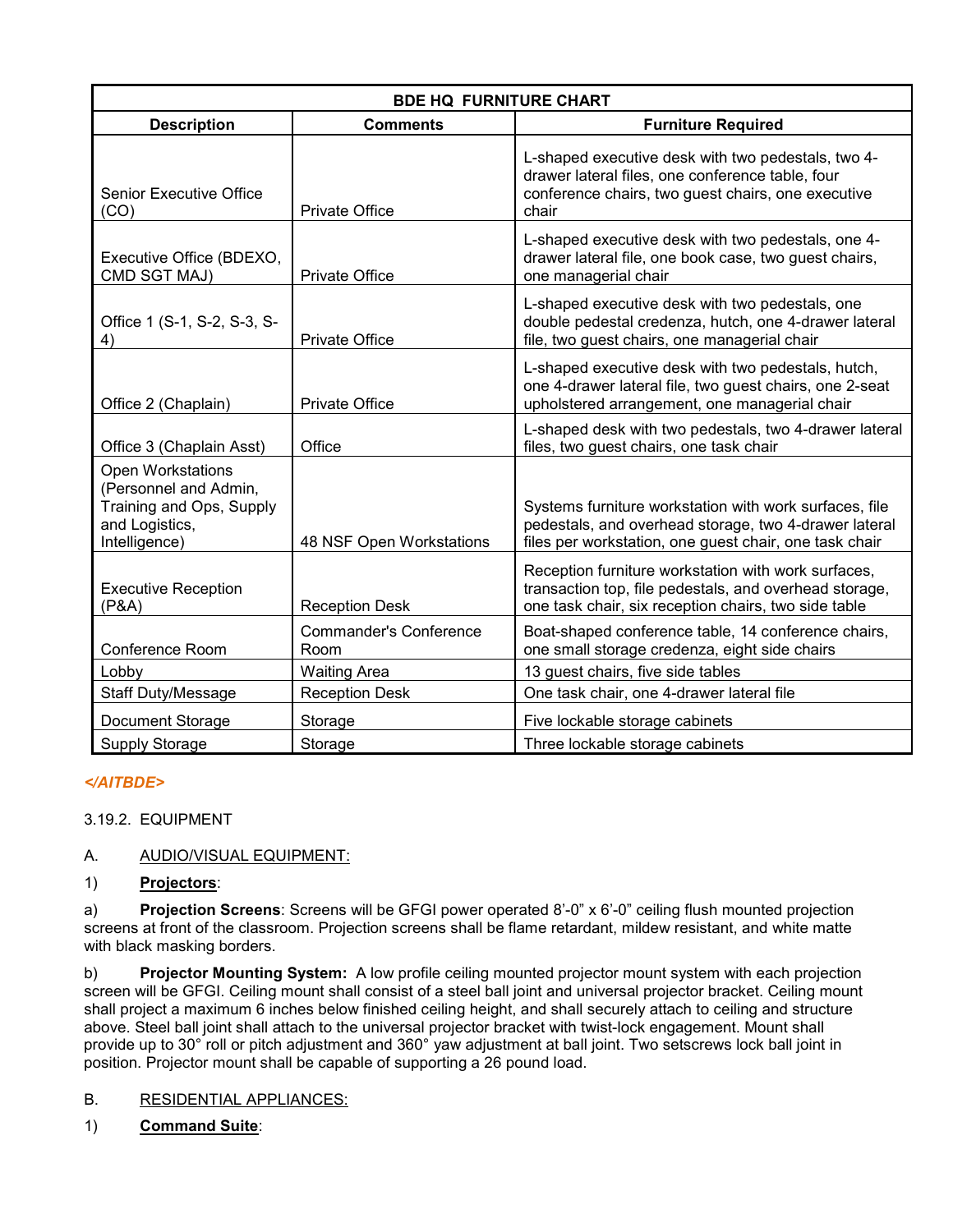| BDE HQ FURNITURE CHART | | |
|---|---|---|
| **Description** | **Comments** | **Furniture Required** |
| Senior Executive Office (CO) | Private Office | L-shaped executive desk with two pedestals, two 4-drawer lateral files, one conference table, four conference chairs, two guest chairs, one executive chair |
| Executive Office (BDEXO, CMD SGT MAJ) | Private Office | L-shaped executive desk with two pedestals, one 4-drawer lateral file, one book case, two guest chairs, one managerial chair |
| Office 1 (S-1, S-2, S-3, S-4) | Private Office | L-shaped executive desk with two pedestals, one double pedestal credenza, hutch, one 4-drawer lateral file, two guest chairs, one managerial chair |
| Office 2 (Chaplain) | Private Office | L-shaped executive desk with two pedestals, hutch, one 4-drawer lateral file, two guest chairs, one 2-seat upholstered arrangement, one managerial chair |
| Office 3 (Chaplain Asst) | Office | L-shaped desk with two pedestals, two 4-drawer lateral files, two guest chairs, one task chair |
| Open Workstations (Personnel and Admin, Training and Ops, Supply and Logistics, Intelligence) | 48 NSF Open Workstations | Systems furniture workstation with work surfaces, file pedestals, and overhead storage, two 4-drawer lateral files per workstation, one guest chair, one task chair |
| Executive Reception (P&A) | Reception Desk | Reception furniture workstation with work surfaces, transaction top, file pedestals, and overhead storage, one task chair, six reception chairs, two side table |
| Conference Room | Commander's Conference Room | Boat-shaped conference table, 14 conference chairs, one small storage credenza, eight side chairs |
| Lobby | Waiting Area | 13 guest chairs, five side tables |
| Staff Duty/Message | Reception Desk | One task chair, one 4-drawer lateral file |
| Document Storage | Storage | Five lockable storage cabinets |
| Supply Storage | Storage | Three lockable storage cabinets |

*</AITBDE>*

3.19.2. EQUIPMENT

A. AUDIO/VISUAL EQUIPMENT:

1) **Projectors**:

a) **Projection Screens**: Screens will be GFGI power operated 8'-0" x 6'-0" ceiling flush mounted projection screens at front of the classroom. Projection screens shall be flame retardant, mildew resistant, and white matte with black masking borders.

b) **Projector Mounting System:** A low profile ceiling mounted projector mount system with each projection screen will be GFGI. Ceiling mount shall consist of a steel ball joint and universal projector bracket. Ceiling mount shall project a maximum 6 inches below finished ceiling height, and shall securely attach to ceiling and structure above. Steel ball joint shall attach to the universal projector bracket with twist-lock engagement. Mount shall provide up to 30° roll or pitch adjustment and 360° yaw adjustment at ball joint. Two setscrews lock ball joint in position. Projector mount shall be capable of supporting a 26 pound load.

B. RESIDENTIAL APPLIANCES:

1) **Command Suite**: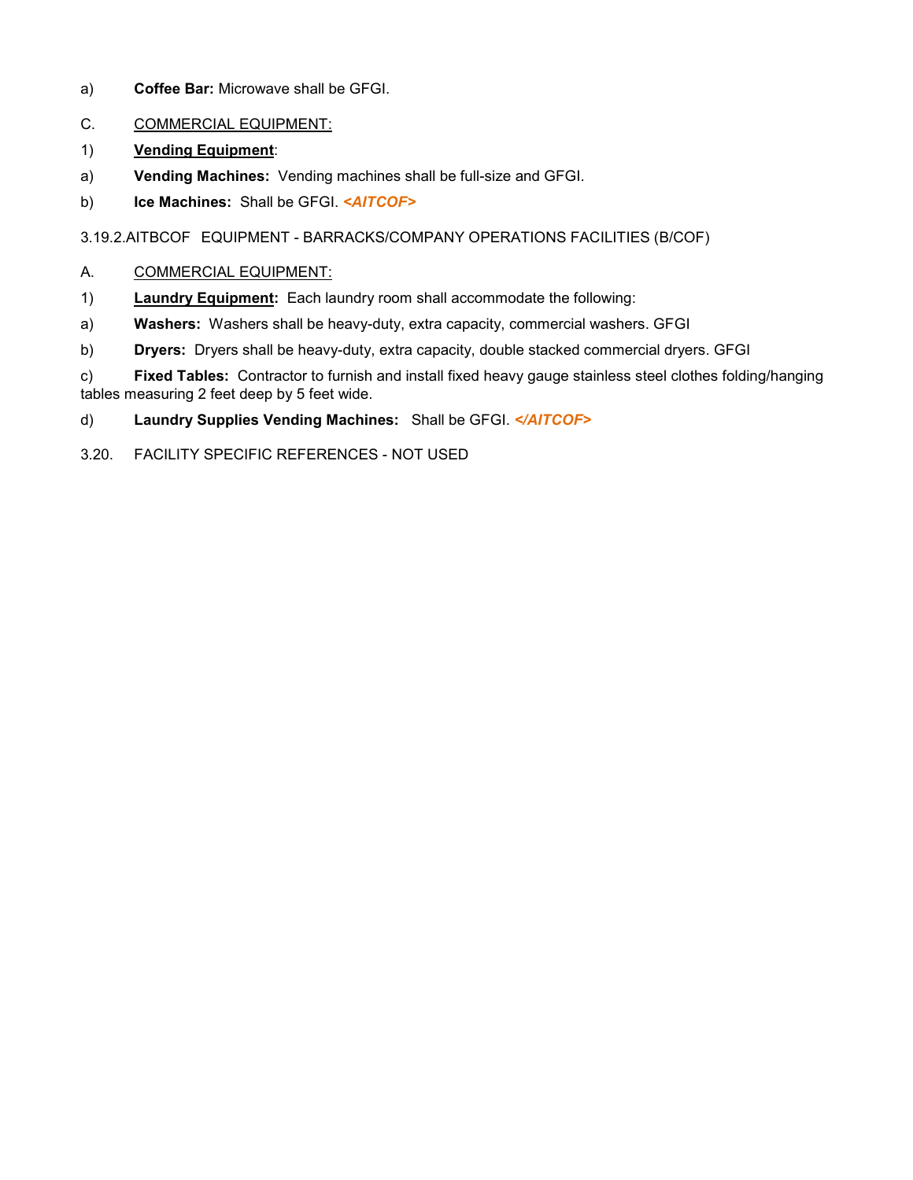a) **Coffee Bar:** Microwave shall be GFGI.

C. COMMERCIAL EQUIPMENT:

1) **Vending Equipment**:

a) **Vending Machines:** Vending machines shall be full-size and GFGI.

b) **Ice Machines:** Shall be GFGI. ***<AITCOF>***

3.19.2.AITBCOF EQUIPMENT - BARRACKS/COMPANY OPERATIONS FACILITIES (B/COF)

A. COMMERCIAL EQUIPMENT:

1) **Laundry Equipment:** Each laundry room shall accommodate the following:

a) **Washers:** Washers shall be heavy-duty, extra capacity, commercial washers. GFGI

b) **Dryers:** Dryers shall be heavy-duty, extra capacity, double stacked commercial dryers. GFGI

c) **Fixed Tables:** Contractor to furnish and install fixed heavy gauge stainless steel clothes folding/hanging tables measuring 2 feet deep by 5 feet wide.

d) **Laundry Supplies Vending Machines:** Shall be GFGI. ***</AITCOF>***

3.20. FACILITY SPECIFIC REFERENCES - NOT USED